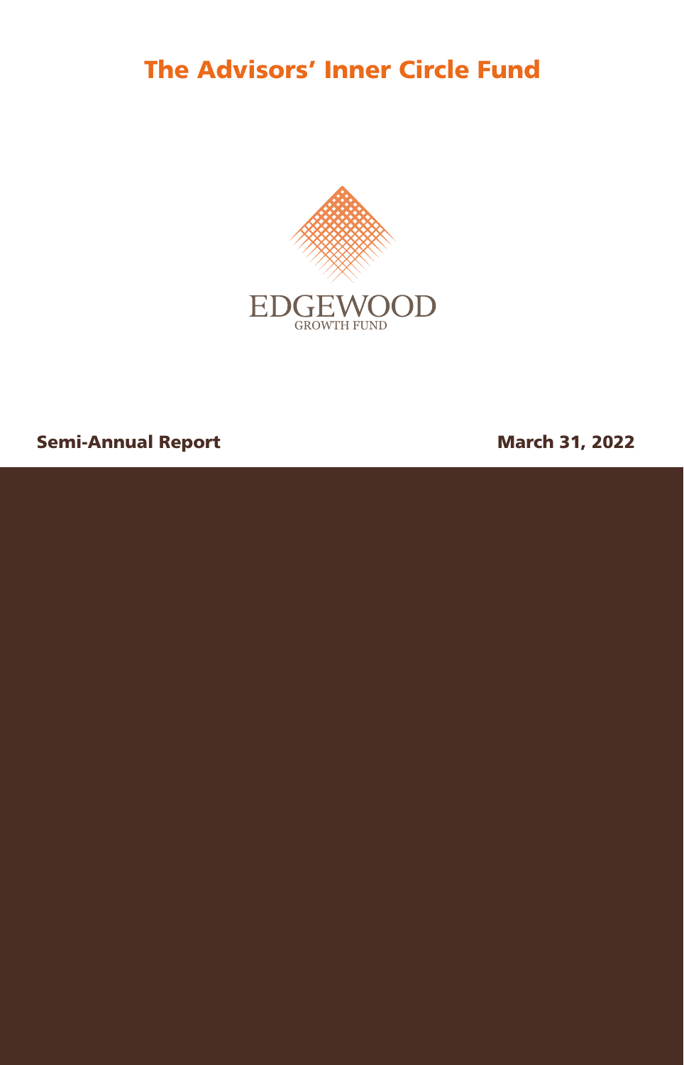# The Advisors' Inner Circle Fund

EDGEWOOD
GROWTH FUND

**Semi-Annual Report** **March 31, 2022**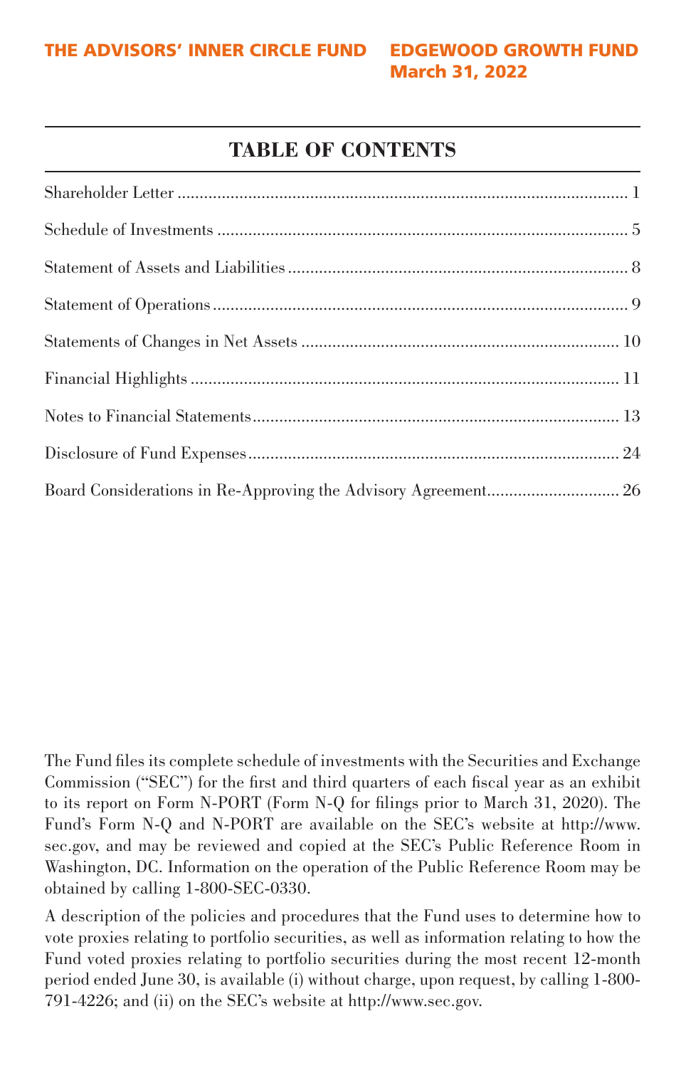## TABLE OF CONTENTS

| | |
|---|---|
| Shareholder Letter | 1 |
| Schedule of Investments | 5 |
| Statement of Assets and Liabilities | 8 |
| Statement of Operations | 9 |
| Statements of Changes in Net Assets | 10 |
| Financial Highlights | 11 |
| Notes to Financial Statements | 13 |
| Disclosure of Fund Expenses | 24 |
| Board Considerations in Re-Approving the Advisory Agreement | 26 |

The Fund files its complete schedule of investments with the Securities and Exchange Commission ("SEC") for the first and third quarters of each fiscal year as an exhibit to its report on Form N-PORT (Form N-Q for filings prior to March 31, 2020). The Fund's Form N-Q and N-PORT are available on the SEC's website at http://www.sec.gov, and may be reviewed and copied at the SEC's Public Reference Room in Washington, DC. Information on the operation of the Public Reference Room may be obtained by calling 1-800-SEC-0330.

A description of the policies and procedures that the Fund uses to determine how to vote proxies relating to portfolio securities, as well as information relating to how the Fund voted proxies relating to portfolio securities during the most recent 12-month period ended June 30, is available (i) without charge, upon request, by calling 1-800-791-4226; and (ii) on the SEC's website at http://www.sec.gov.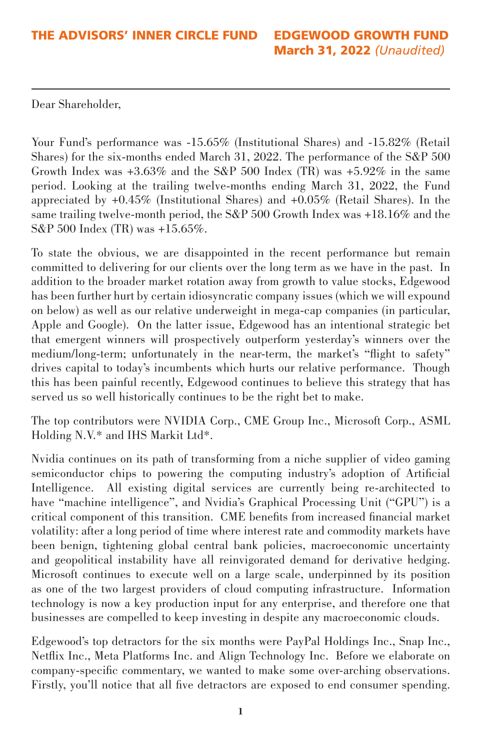Dear Shareholder,

Your Fund's performance was -15.65% (Institutional Shares) and -15.82% (Retail Shares) for the six-months ended March 31, 2022. The performance of the S&P 500 Growth Index was +3.63% and the S&P 500 Index (TR) was +5.92% in the same period. Looking at the trailing twelve-months ending March 31, 2022, the Fund appreciated by +0.45% (Institutional Shares) and +0.05% (Retail Shares). In the same trailing twelve-month period, the S&P 500 Growth Index was +18.16% and the S&P 500 Index (TR) was +15.65%.

To state the obvious, we are disappointed in the recent performance but remain committed to delivering for our clients over the long term as we have in the past. In addition to the broader market rotation away from growth to value stocks, Edgewood has been further hurt by certain idiosyncratic company issues (which we will expound on below) as well as our relative underweight in mega-cap companies (in particular, Apple and Google). On the latter issue, Edgewood has an intentional strategic bet that emergent winners will prospectively outperform yesterday's winners over the medium/long-term; unfortunately in the near-term, the market's "flight to safety" drives capital to today's incumbents which hurts our relative performance. Though this has been painful recently, Edgewood continues to believe this strategy that has served us so well historically continues to be the right bet to make.

The top contributors were NVIDIA Corp., CME Group Inc., Microsoft Corp., ASML Holding N.V.* and IHS Markit Ltd*.

Nvidia continues on its path of transforming from a niche supplier of video gaming semiconductor chips to powering the computing industry's adoption of Artificial Intelligence. All existing digital services are currently being re-architected to have "machine intelligence", and Nvidia's Graphical Processing Unit ("GPU") is a critical component of this transition. CME benefits from increased financial market volatility: after a long period of time where interest rate and commodity markets have been benign, tightening global central bank policies, macroeconomic uncertainty and geopolitical instability have all reinvigorated demand for derivative hedging. Microsoft continues to execute well on a large scale, underpinned by its position as one of the two largest providers of cloud computing infrastructure. Information technology is now a key production input for any enterprise, and therefore one that businesses are compelled to keep investing in despite any macroeconomic clouds.

Edgewood's top detractors for the six months were PayPal Holdings Inc., Snap Inc., Netflix Inc., Meta Platforms Inc. and Align Technology Inc. Before we elaborate on company-specific commentary, we wanted to make some over-arching observations. Firstly, you'll notice that all five detractors are exposed to end consumer spending.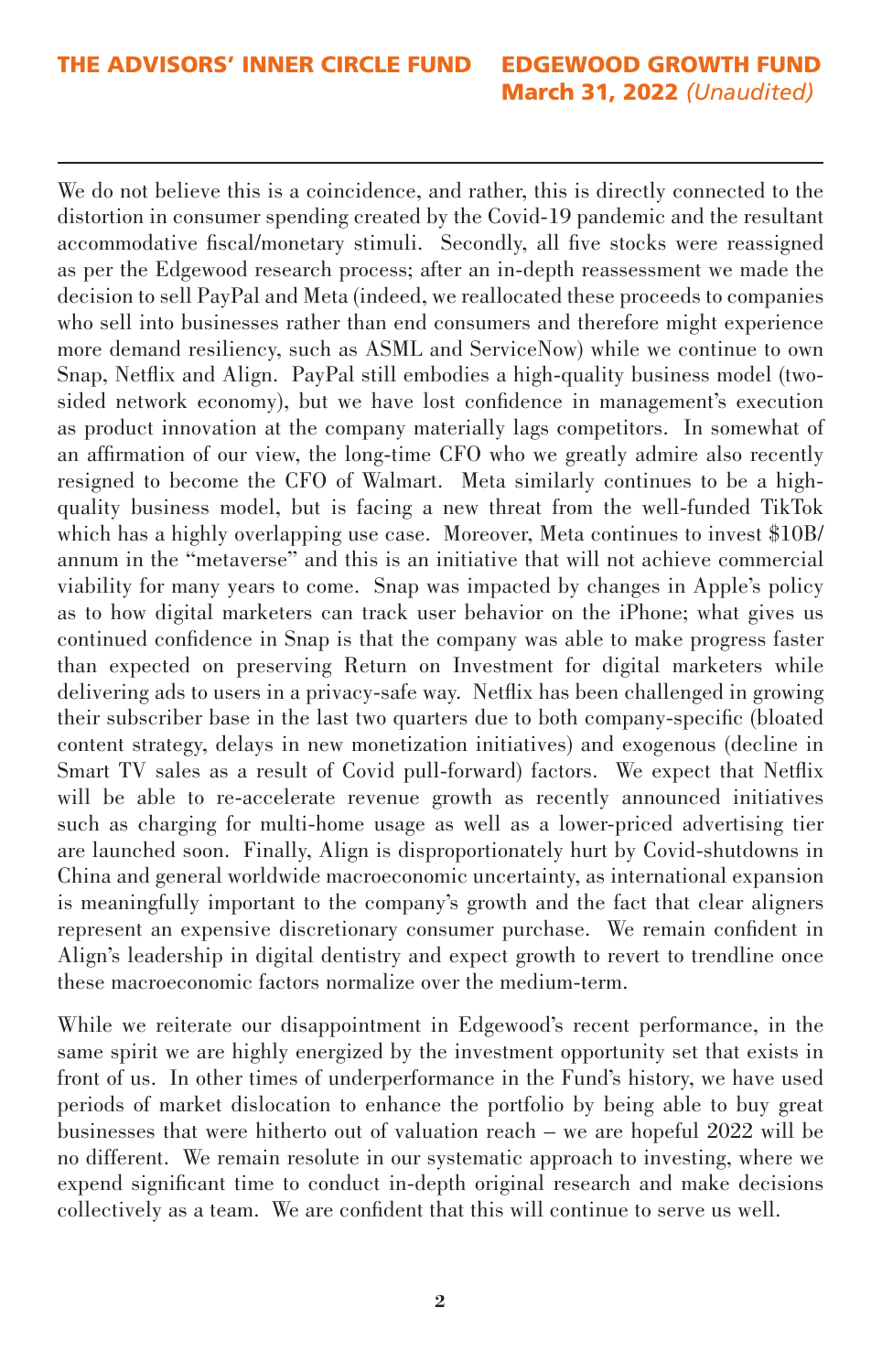We do not believe this is a coincidence, and rather, this is directly connected to the distortion in consumer spending created by the Covid-19 pandemic and the resultant accommodative fiscal/monetary stimuli. Secondly, all five stocks were reassigned as per the Edgewood research process; after an in-depth reassessment we made the decision to sell PayPal and Meta (indeed, we reallocated these proceeds to companies who sell into businesses rather than end consumers and therefore might experience more demand resiliency, such as ASML and ServiceNow) while we continue to own Snap, Netflix and Align. PayPal still embodies a high-quality business model (two-sided network economy), but we have lost confidence in management's execution as product innovation at the company materially lags competitors. In somewhat of an affirmation of our view, the long-time CFO who we greatly admire also recently resigned to become the CFO of Walmart. Meta similarly continues to be a high-quality business model, but is facing a new threat from the well-funded TikTok which has a highly overlapping use case. Moreover, Meta continues to invest $10B/annum in the "metaverse" and this is an initiative that will not achieve commercial viability for many years to come. Snap was impacted by changes in Apple's policy as to how digital marketers can track user behavior on the iPhone; what gives us continued confidence in Snap is that the company was able to make progress faster than expected on preserving Return on Investment for digital marketers while delivering ads to users in a privacy-safe way. Netflix has been challenged in growing their subscriber base in the last two quarters due to both company-specific (bloated content strategy, delays in new monetization initiatives) and exogenous (decline in Smart TV sales as a result of Covid pull-forward) factors. We expect that Netflix will be able to re-accelerate revenue growth as recently announced initiatives such as charging for multi-home usage as well as a lower-priced advertising tier are launched soon. Finally, Align is disproportionately hurt by Covid-shutdowns in China and general worldwide macroeconomic uncertainty, as international expansion is meaningfully important to the company's growth and the fact that clear aligners represent an expensive discretionary consumer purchase. We remain confident in Align's leadership in digital dentistry and expect growth to revert to trendline once these macroeconomic factors normalize over the medium-term.

While we reiterate our disappointment in Edgewood's recent performance, in the same spirit we are highly energized by the investment opportunity set that exists in front of us. In other times of underperformance in the Fund's history, we have used periods of market dislocation to enhance the portfolio by being able to buy great businesses that were hitherto out of valuation reach – we are hopeful 2022 will be no different. We remain resolute in our systematic approach to investing, where we expend significant time to conduct in-depth original research and make decisions collectively as a team. We are confident that this will continue to serve us well.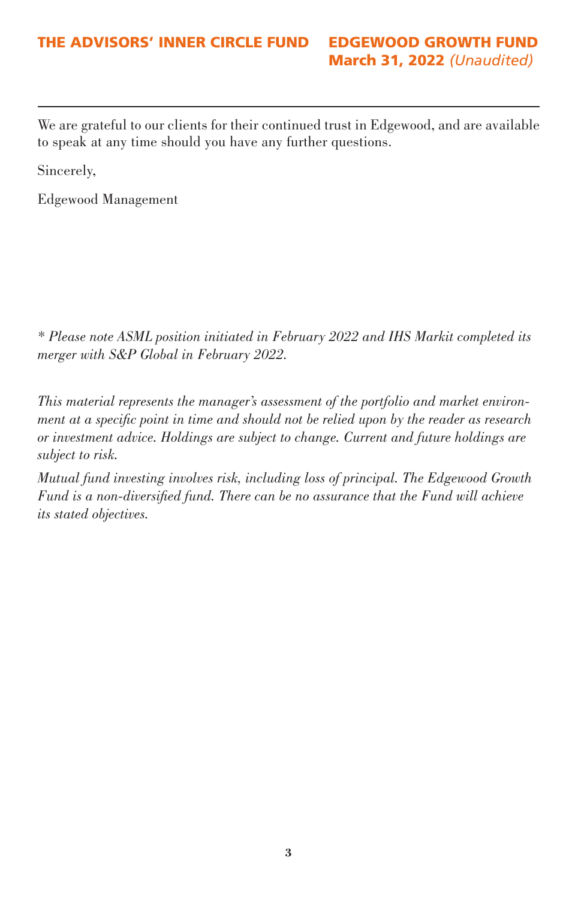We are grateful to our clients for their continued trust in Edgewood, and are available to speak at any time should you have any further questions.

Sincerely,

Edgewood Management

*\* Please note ASML position initiated in February 2022 and IHS Markit completed its merger with S&P Global in February 2022.*

*This material represents the manager's assessment of the portfolio and market environment at a specific point in time and should not be relied upon by the reader as research or investment advice. Holdings are subject to change. Current and future holdings are subject to risk.*

*Mutual fund investing involves risk, including loss of principal. The Edgewood Growth Fund is a non-diversified fund. There can be no assurance that the Fund will achieve its stated objectives.*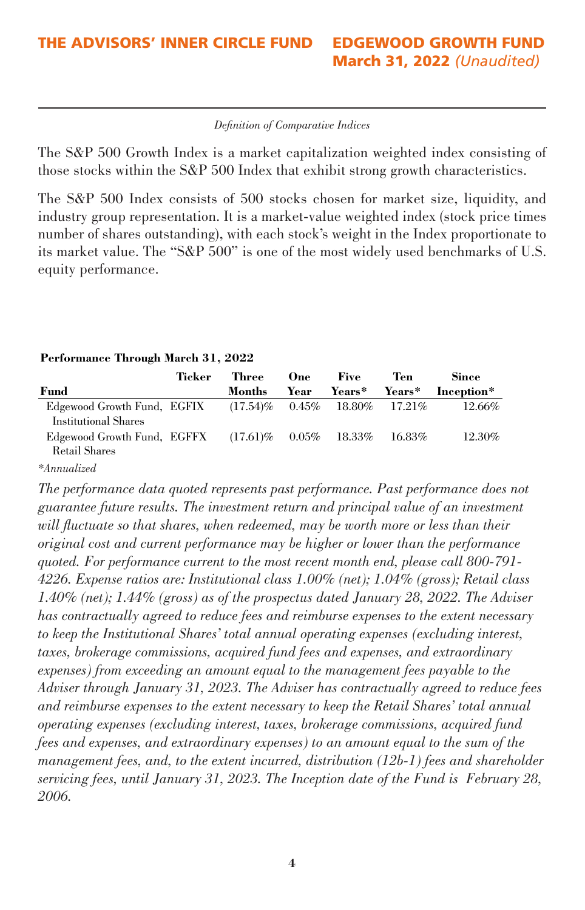*Definition of Comparative Indices*

The S&P 500 Growth Index is a market capitalization weighted index consisting of those stocks within the S&P 500 Index that exhibit strong growth characteristics.

The S&P 500 Index consists of 500 stocks chosen for market size, liquidity, and industry group representation. It is a market-value weighted index (stock price times number of shares outstanding), with each stock's weight in the Index proportionate to its market value. The "S&P 500" is one of the most widely used benchmarks of U.S. equity performance.

**Performance Through March 31, 2022**

| Fund | Ticker | Three Months | One Year | Five Years* | Ten Years* | Since Inception* |
|---|---|---|---|---|---|---|
| Edgewood Growth Fund, Institutional Shares | EGFIX | (17.54)% | 0.45% | 18.80% | 17.21% | 12.66% |
| Edgewood Growth Fund, Retail Shares | EGFFX | (17.61)% | 0.05% | 18.33% | 16.83% | 12.30% |

*Annualized

*The performance data quoted represents past performance. Past performance does not guarantee future results. The investment return and principal value of an investment will fluctuate so that shares, when redeemed, may be worth more or less than their original cost and current performance may be higher or lower than the performance quoted. For performance current to the most recent month end, please call 800-791-4226. Expense ratios are: Institutional class 1.00% (net); 1.04% (gross); Retail class 1.40% (net); 1.44% (gross) as of the prospectus dated January 28, 2022. The Adviser has contractually agreed to reduce fees and reimburse expenses to the extent necessary to keep the Institutional Shares' total annual operating expenses (excluding interest, taxes, brokerage commissions, acquired fund fees and expenses, and extraordinary expenses) from exceeding an amount equal to the management fees payable to the Adviser through January 31, 2023. The Adviser has contractually agreed to reduce fees and reimburse expenses to the extent necessary to keep the Retail Shares' total annual operating expenses (excluding interest, taxes, brokerage commissions, acquired fund fees and expenses, and extraordinary expenses) to an amount equal to the sum of the management fees, and, to the extent incurred, distribution (12b-1) fees and shareholder servicing fees, until January 31, 2023. The Inception date of the Fund is February 28, 2006.*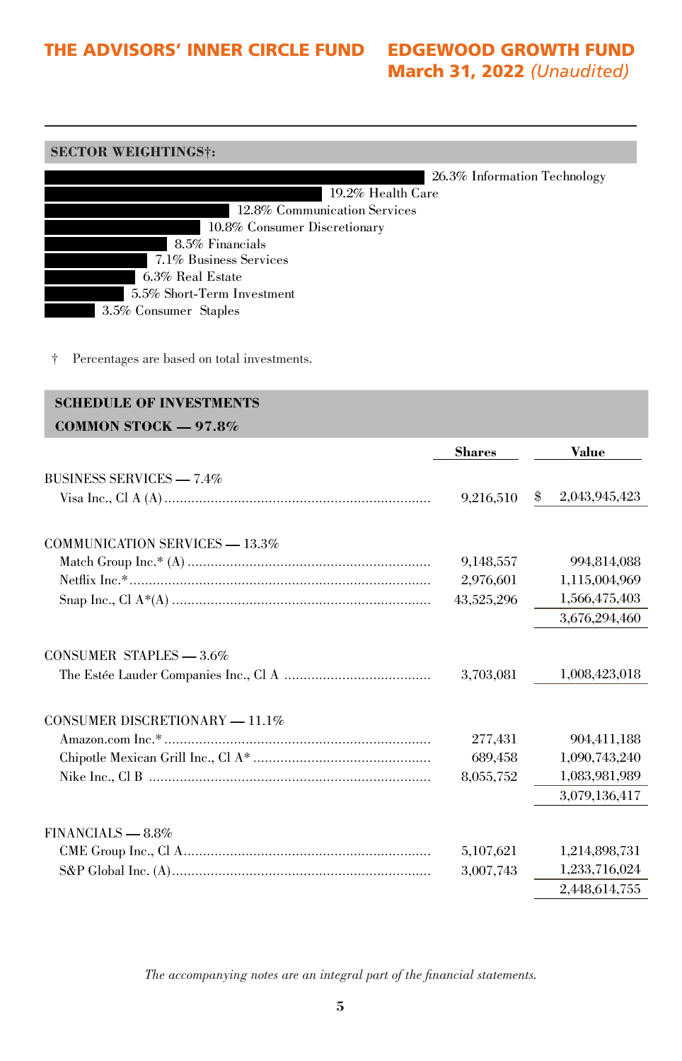### SECTOR WEIGHTINGS†:

- 26.3% Information Technology
- 19.2% Health Care
- 12.8% Communication Services
- 10.8% Consumer Discretionary
- 8.5% Financials
- 7.1% Business Services
- 6.3% Real Estate
- 5.5% Short-Term Investment
- 3.5% Consumer Staples

† Percentages are based on total investments.

### SCHEDULE OF INVESTMENTS

**COMMON STOCK — 97.8%**

| | Shares | Value |
|---|---|---|
| BUSINESS SERVICES — 7.4% | | |
| Visa Inc., Cl A (A) | 9,216,510 | $ 2,043,945,423 |
| COMMUNICATION SERVICES — 13.3% | | |
| Match Group Inc.* (A) | 9,148,557 | 994,814,088 |
| Netflix Inc.* | 2,976,601 | 1,115,004,969 |
| Snap Inc., Cl A*(A) | 43,525,296 | 1,566,475,403 |
| | | 3,676,294,460 |
| CONSUMER STAPLES — 3.6% | | |
| The Estée Lauder Companies Inc., Cl A | 3,703,081 | 1,008,423,018 |
| CONSUMER DISCRETIONARY — 11.1% | | |
| Amazon.com Inc.* | 277,431 | 904,411,188 |
| Chipotle Mexican Grill Inc., Cl A* | 689,458 | 1,090,743,240 |
| Nike Inc., Cl B | 8,055,752 | 1,083,981,989 |
| | | 3,079,136,417 |
| FINANCIALS — 8.8% | | |
| CME Group Inc., Cl A | 5,107,621 | 1,214,898,731 |
| S&P Global Inc. (A) | 3,007,743 | 1,233,716,024 |
| | | 2,448,614,755 |

*The accompanying notes are an integral part of the financial statements.*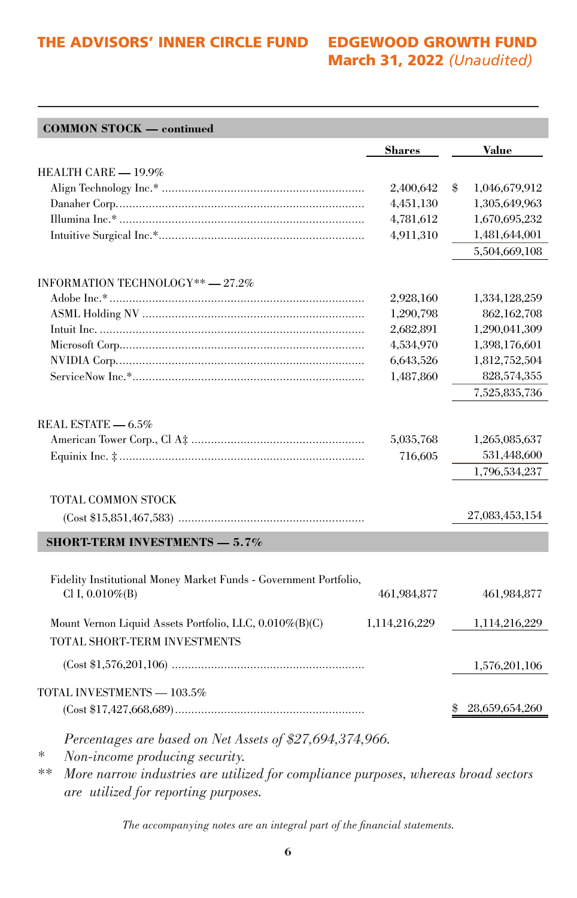| COMMON STOCK — continued | Shares | Value |
|---|---|---|
| HEALTH CARE — 19.9% | | |
| Align Technology Inc.* | 2,400,642 | $ 1,046,679,912 |
| Danaher Corp. | 4,451,130 | 1,305,649,963 |
| Illumina Inc.* | 4,781,612 | 1,670,695,232 |
| Intuitive Surgical Inc.* | 4,911,310 | 1,481,644,001 |
| | | 5,504,669,108 |
| INFORMATION TECHNOLOGY** — 27.2% | | |
| Adobe Inc.* | 2,928,160 | 1,334,128,259 |
| ASML Holding NV | 1,290,798 | 862,162,708 |
| Intuit Inc. | 2,682,891 | 1,290,041,309 |
| Microsoft Corp. | 4,534,970 | 1,398,176,601 |
| NVIDIA Corp. | 6,643,526 | 1,812,752,504 |
| ServiceNow Inc.* | 1,487,860 | 828,574,355 |
| | | 7,525,835,736 |
| REAL ESTATE — 6.5% | | |
| American Tower Corp., Cl A‡ | 5,035,768 | 1,265,085,637 |
| Equinix Inc. ‡ | 716,605 | 531,448,600 |
| | | 1,796,534,237 |
| TOTAL COMMON STOCK (Cost $15,851,467,583) | | 27,083,453,154 |
| **SHORT-TERM INVESTMENTS — 5.7%** | | |
| Fidelity Institutional Money Market Funds - Government Portfolio, Cl I, 0.010%(B) | 461,984,877 | 461,984,877 |
| Mount Vernon Liquid Assets Portfolio, LLC, 0.010%(B)(C) | 1,114,216,229 | 1,114,216,229 |
| TOTAL SHORT-TERM INVESTMENTS (Cost $1,576,201,106) | | 1,576,201,106 |
| TOTAL INVESTMENTS — 103.5% (Cost $17,427,668,689) | | $ 28,659,654,260 |

*Percentages are based on Net Assets of $27,694,374,966.*

\* *Non-income producing security.*

\*\* *More narrow industries are utilized for compliance purposes, whereas broad sectors are utilized for reporting purposes.*

*The accompanying notes are an integral part of the financial statements.*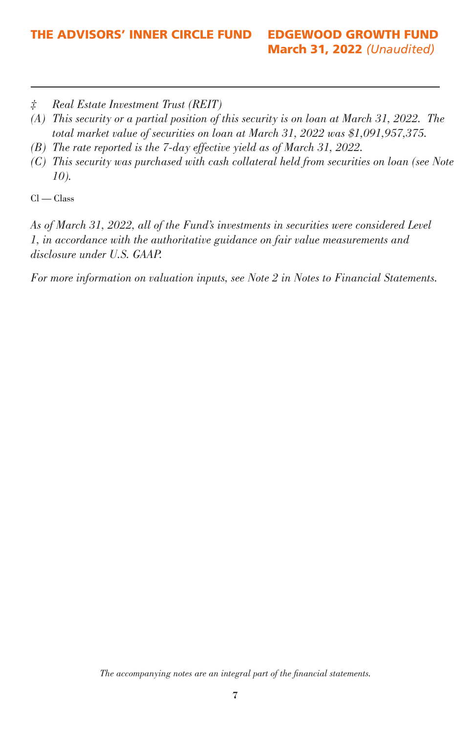‡ *Real Estate Investment Trust (REIT)*

(A) *This security or a partial position of this security is on loan at March 31, 2022. The total market value of securities on loan at March 31, 2022 was $1,091,957,375.*

(B) *The rate reported is the 7-day effective yield as of March 31, 2022.*

(C) *This security was purchased with cash collateral held from securities on loan (see Note 10).*

Cl — Class

*As of March 31, 2022, all of the Fund's investments in securities were considered Level 1, in accordance with the authoritative guidance on fair value measurements and disclosure under U.S. GAAP.*

*For more information on valuation inputs, see Note 2 in Notes to Financial Statements.*

*The accompanying notes are an integral part of the financial statements.*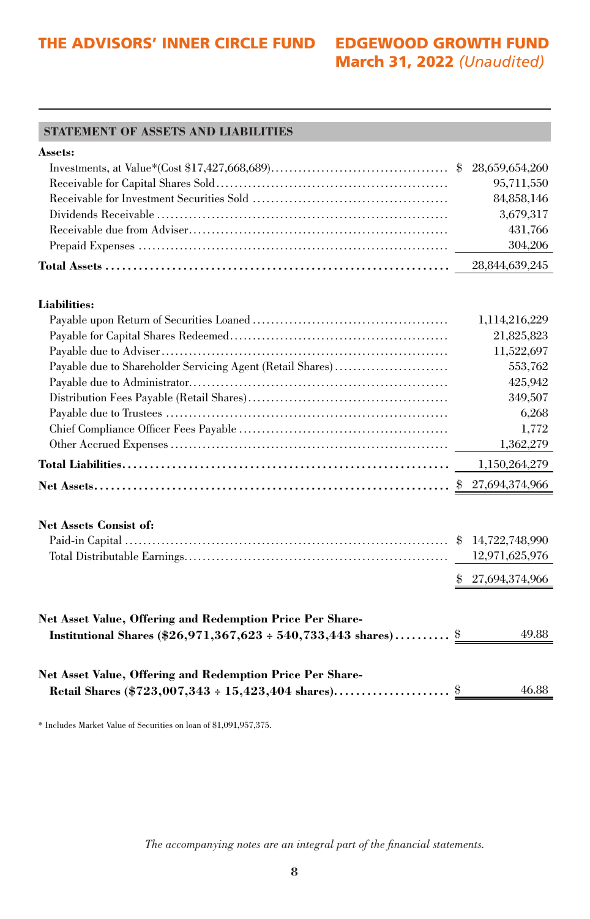## STATEMENT OF ASSETS AND LIABILITIES

| | |
|---|---|
| **Assets:** | |
| Investments, at Value*(Cost $17,427,668,689) | $ 28,659,654,260 |
| Receivable for Capital Shares Sold | 95,711,550 |
| Receivable for Investment Securities Sold | 84,858,146 |
| Dividends Receivable | 3,679,317 |
| Receivable due from Adviser | 431,766 |
| Prepaid Expenses | 304,206 |
| **Total Assets** | 28,844,639,245 |
| **Liabilities:** | |
| Payable upon Return of Securities Loaned | 1,114,216,229 |
| Payable for Capital Shares Redeemed | 21,825,823 |
| Payable due to Adviser | 11,522,697 |
| Payable due to Shareholder Servicing Agent (Retail Shares) | 553,762 |
| Payable due to Administrator | 425,942 |
| Distribution Fees Payable (Retail Shares) | 349,507 |
| Payable due to Trustees | 6,268 |
| Chief Compliance Officer Fees Payable | 1,772 |
| Other Accrued Expenses | 1,362,279 |
| **Total Liabilities** | 1,150,264,279 |
| **Net Assets** | $ 27,694,374,966 |
| **Net Assets Consist of:** | |
| Paid-in Capital | $ 14,722,748,990 |
| Total Distributable Earnings | 12,971,625,976 |
| | $ 27,694,374,966 |
| **Net Asset Value, Offering and Redemption Price Per Share- Institutional Shares ($26,971,367,623 ÷ 540,733,443 shares)** | $ 49.88 |
| **Net Asset Value, Offering and Redemption Price Per Share- Retail Shares ($723,007,343 ÷ 15,423,404 shares)** | $ 46.88 |

\* Includes Market Value of Securities on loan of $1,091,957,375.

*The accompanying notes are an integral part of the financial statements.*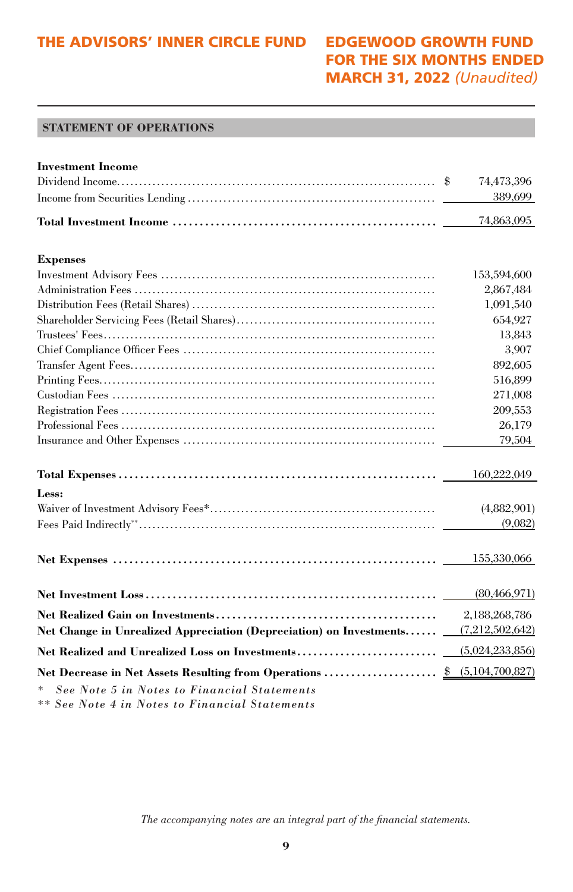## STATEMENT OF OPERATIONS

| | |
|---|---|
| **Investment Income** | |
| Dividend Income | $ 74,473,396 |
| Income from Securities Lending | 389,699 |
| **Total Investment Income** | 74,863,095 |
| **Expenses** | |
| Investment Advisory Fees | 153,594,600 |
| Administration Fees | 2,867,484 |
| Distribution Fees (Retail Shares) | 1,091,540 |
| Shareholder Servicing Fees (Retail Shares) | 654,927 |
| Trustees' Fees | 13,843 |
| Chief Compliance Officer Fees | 3,907 |
| Transfer Agent Fees | 892,605 |
| Printing Fees | 516,899 |
| Custodian Fees | 271,008 |
| Registration Fees | 209,553 |
| Professional Fees | 26,179 |
| Insurance and Other Expenses | 79,504 |
| **Total Expenses** | 160,222,049 |
| **Less:** | |
| Waiver of Investment Advisory Fees* | (4,882,901) |
| Fees Paid Indirectly** | (9,082) |
| **Net Expenses** | 155,330,066 |
| **Net Investment Loss** | (80,466,971) |
| **Net Realized Gain on Investments** | 2,188,268,786 |
| **Net Change in Unrealized Appreciation (Depreciation) on Investments** | (7,212,502,642) |
| **Net Realized and Unrealized Loss on Investments** | (5,024,233,856) |
| **Net Decrease in Net Assets Resulting from Operations** | $ (5,104,700,827) |

\* *See Note 5 in Notes to Financial Statements*

\** *See Note 4 in Notes to Financial Statements*

*The accompanying notes are an integral part of the financial statements.*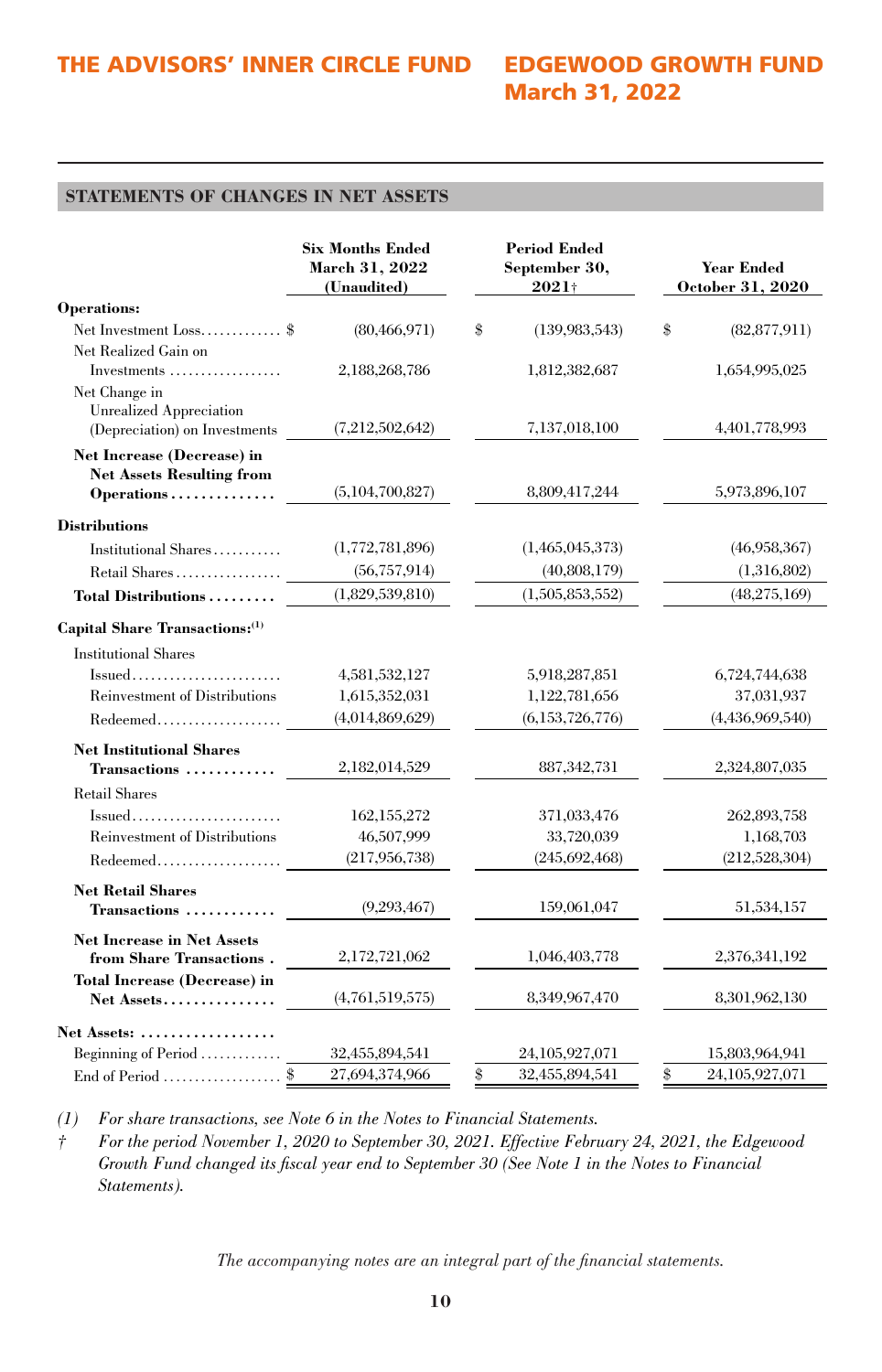## STATEMENTS OF CHANGES IN NET ASSETS

| | Six Months Ended March 31, 2022 (Unaudited) | Period Ended September 30, 2021† | Year Ended October 31, 2020 |
|---|---|---|---|
| **Operations:** | | | |
| Net Investment Loss | $ (80,466,971) | $ (139,983,543) | $ (82,877,911) |
| Net Realized Gain on Investments | 2,188,268,786 | 1,812,382,687 | 1,654,995,025 |
| Net Change in Unrealized Appreciation (Depreciation) on Investments | (7,212,502,642) | 7,137,018,100 | 4,401,778,993 |
| **Net Increase (Decrease) in Net Assets Resulting from Operations** | (5,104,700,827) | 8,809,417,244 | 5,973,896,107 |
| **Distributions** | | | |
| Institutional Shares | (1,772,781,896) | (1,465,045,373) | (46,958,367) |
| Retail Shares | (56,757,914) | (40,808,179) | (1,316,802) |
| **Total Distributions** | (1,829,539,810) | (1,505,853,552) | (48,275,169) |
| **Capital Share Transactions:**(1) | | | |
| Institutional Shares | | | |
| Issued | 4,581,532,127 | 5,918,287,851 | 6,724,744,638 |
| Reinvestment of Distributions | 1,615,352,031 | 1,122,781,656 | 37,031,937 |
| Redeemed | (4,014,869,629) | (6,153,726,776) | (4,436,969,540) |
| **Net Institutional Shares Transactions** | 2,182,014,529 | 887,342,731 | 2,324,807,035 |
| Retail Shares | | | |
| Issued | 162,155,272 | 371,033,476 | 262,893,758 |
| Reinvestment of Distributions | 46,507,999 | 33,720,039 | 1,168,703 |
| Redeemed | (217,956,738) | (245,692,468) | (212,528,304) |
| **Net Retail Shares Transactions** | (9,293,467) | 159,061,047 | 51,534,157 |
| **Net Increase in Net Assets from Share Transactions** | 2,172,721,062 | 1,046,403,778 | 2,376,341,192 |
| **Total Increase (Decrease) in Net Assets** | (4,761,519,575) | 8,349,967,470 | 8,301,962,130 |
| **Net Assets:** | | | |
| Beginning of Period | 32,455,894,541 | 24,105,927,071 | 15,803,964,941 |
| End of Period | $ 27,694,374,966 | $ 32,455,894,541 | $ 24,105,927,071 |

*(1) For share transactions, see Note 6 in the Notes to Financial Statements.*

*† For the period November 1, 2020 to September 30, 2021. Effective February 24, 2021, the Edgewood Growth Fund changed its fiscal year end to September 30 (See Note 1 in the Notes to Financial Statements).*

*The accompanying notes are an integral part of the financial statements.*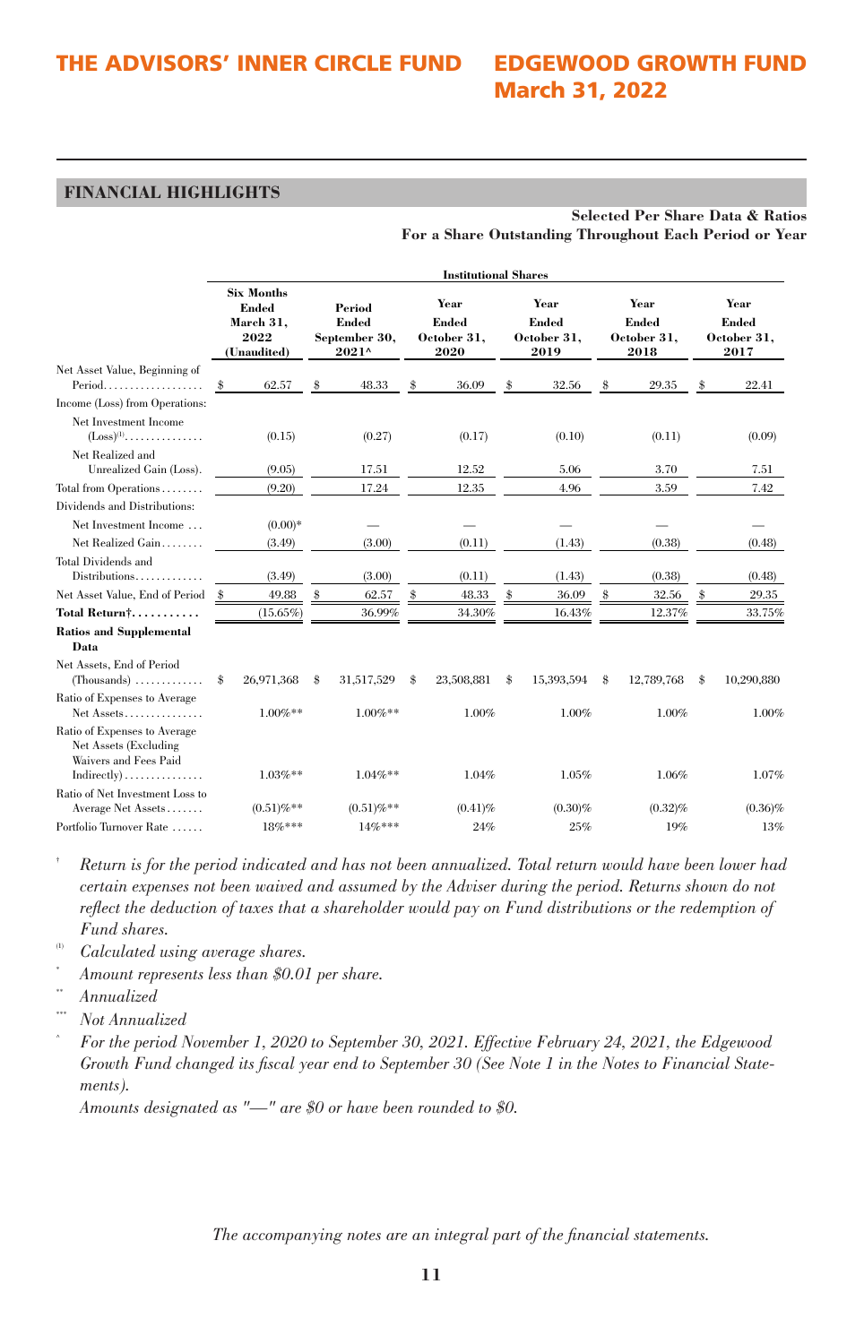## FINANCIAL HIGHLIGHTS

**Selected Per Share Data & Ratios**
**For a Share Outstanding Throughout Each Period or Year**

| | Institutional Shares | | | | | |
|---|---|---|---|---|---|---|
| | Six Months Ended March 31, 2022 (Unaudited) | Period Ended September 30, 2021^ | Year Ended October 31, 2020 | Year Ended October 31, 2019 | Year Ended October 31, 2018 | Year Ended October 31, 2017 |
| Net Asset Value, Beginning of Period | $ 62.57 | $ 48.33 | $ 36.09 | $ 32.56 | $ 29.35 | $ 22.41 |
| Income (Loss) from Operations: | | | | | | |
| Net Investment Income (Loss)[(1)] | (0.15) | (0.27) | (0.17) | (0.10) | (0.11) | (0.09) |
| Net Realized and Unrealized Gain (Loss) | (9.05) | 17.51 | 12.52 | 5.06 | 3.70 | 7.51 |
| Total from Operations | (9.20) | 17.24 | 12.35 | 4.96 | 3.59 | 7.42 |
| Dividends and Distributions: | | | | | | |
| Net Investment Income | (0.00)* | — | — | — | — | — |
| Net Realized Gain | (3.49) | (3.00) | (0.11) | (1.43) | (0.38) | (0.48) |
| Total Dividends and Distributions | (3.49) | (3.00) | (0.11) | (1.43) | (0.38) | (0.48) |
| Net Asset Value, End of Period | $ 49.88 | $ 62.57 | $ 48.33 | $ 36.09 | $ 32.56 | $ 29.35 |
| **Total Return†** | (15.65)% | 36.99% | 34.30% | 16.43% | 12.37% | 33.75% |
| **Ratios and Supplemental Data** | | | | | | |
| Net Assets, End of Period (Thousands) | $ 26,971,368 | $ 31,517,529 | $ 23,508,881 | $ 15,393,594 | $ 12,789,768 | $ 10,290,880 |
| Ratio of Expenses to Average Net Assets | 1.00%** | 1.00%** | 1.00% | 1.00% | 1.00% | 1.00% |
| Ratio of Expenses to Average Net Assets (Excluding Waivers and Fees Paid Indirectly) | 1.03%** | 1.04%** | 1.04% | 1.05% | 1.06% | 1.07% |
| Ratio of Net Investment Loss to Average Net Assets | (0.51)%** | (0.51)%** | (0.41)% | (0.30)% | (0.32)% | (0.36)% |
| Portfolio Turnover Rate | 18%*** | 14%*** | 24% | 25% | 19% | 13% |

† *Return is for the period indicated and has not been annualized. Total return would have been lower had certain expenses not been waived and assumed by the Adviser during the period. Returns shown do not reflect the deduction of taxes that a shareholder would pay on Fund distributions or the redemption of Fund shares.*

(1) *Calculated using average shares.*

\* *Amount represents less than $0.01 per share.*

\** *Annualized*

\*** *Not Annualized*

^ *For the period November 1, 2020 to September 30, 2021. Effective February 24, 2021, the Edgewood Growth Fund changed its fiscal year end to September 30 (See Note 1 in the Notes to Financial Statements).*

*Amounts designated as "—" are $0 or have been rounded to $0.*

*The accompanying notes are an integral part of the financial statements.*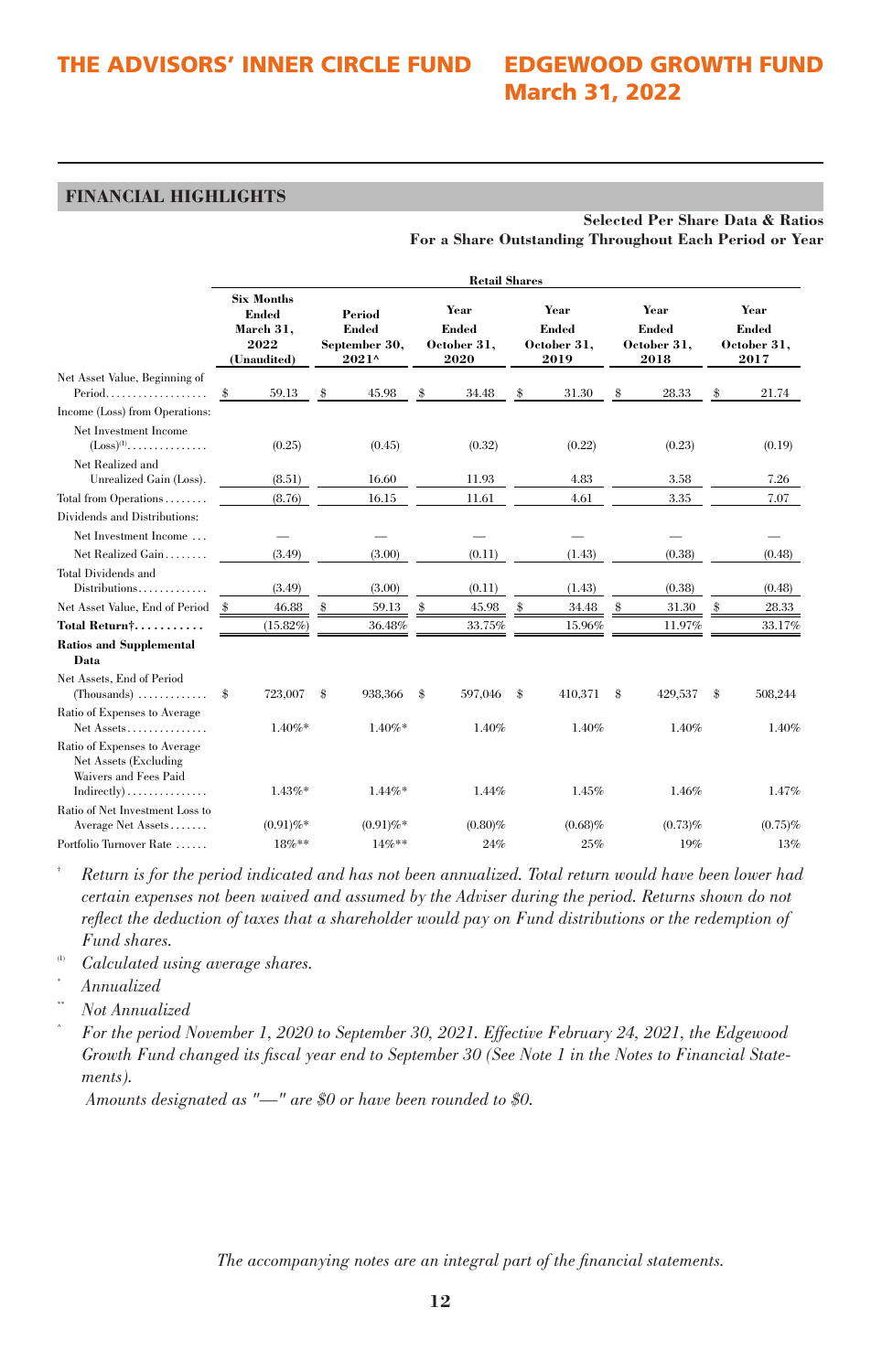## FINANCIAL HIGHLIGHTS

**Selected Per Share Data & Ratios**
**For a Share Outstanding Throughout Each Period or Year**

| | Retail Shares | | | | | |
|---|---|---|---|---|---|---|
| | Six Months Ended March 31, 2022 (Unaudited) | Period Ended September 30, 2021^ | Year Ended October 31, 2020 | Year Ended October 31, 2019 | Year Ended October 31, 2018 | Year Ended October 31, 2017 |
| Net Asset Value, Beginning of Period | $ 59.13 | $ 45.98 | $ 34.48 | $ 31.30 | $ 28.33 | $ 21.74 |
| Income (Loss) from Operations: | | | | | | |
| Net Investment Income (Loss)[(1)] | (0.25) | (0.45) | (0.32) | (0.22) | (0.23) | (0.19) |
| Net Realized and Unrealized Gain (Loss) | (8.51) | 16.60 | 11.93 | 4.83 | 3.58 | 7.26 |
| Total from Operations | (8.76) | 16.15 | 11.61 | 4.61 | 3.35 | 7.07 |
| Dividends and Distributions: | | | | | | |
| Net Investment Income | — | — | — | — | — | — |
| Net Realized Gain | (3.49) | (3.00) | (0.11) | (1.43) | (0.38) | (0.48) |
| Total Dividends and Distributions | (3.49) | (3.00) | (0.11) | (1.43) | (0.38) | (0.48) |
| Net Asset Value, End of Period | $ 46.88 | $ 59.13 | $ 45.98 | $ 34.48 | $ 31.30 | $ 28.33 |
| **Total Return†** | (15.82%) | 36.48% | 33.75% | 15.96% | 11.97% | 33.17% |
| **Ratios and Supplemental Data** | | | | | | |
| Net Assets, End of Period (Thousands) | $ 723,007 | $ 938,366 | $ 597,046 | $ 410,371 | $ 429,537 | $ 508,244 |
| Ratio of Expenses to Average Net Assets | 1.40%* | 1.40%* | 1.40% | 1.40% | 1.40% | 1.40% |
| Ratio of Expenses to Average Net Assets (Excluding Waivers and Fees Paid Indirectly) | 1.43%* | 1.44%* | 1.44% | 1.45% | 1.46% | 1.47% |
| Ratio of Net Investment Loss to Average Net Assets | (0.91)%* | (0.91)%* | (0.80)% | (0.68)% | (0.73)% | (0.75)% |
| Portfolio Turnover Rate | 18%** | 14%** | 24% | 25% | 19% | 13% |

† *Return is for the period indicated and has not been annualized. Total return would have been lower had certain expenses not been waived and assumed by the Adviser during the period. Returns shown do not reflect the deduction of taxes that a shareholder would pay on Fund distributions or the redemption of Fund shares.*

(1) *Calculated using average shares.*

\* *Annualized*

\*\* *Not Annualized*

^ *For the period November 1, 2020 to September 30, 2021. Effective February 24, 2021, the Edgewood Growth Fund changed its fiscal year end to September 30 (See Note 1 in the Notes to Financial Statements).*

*Amounts designated as "—" are $0 or have been rounded to $0.*

*The accompanying notes are an integral part of the financial statements.*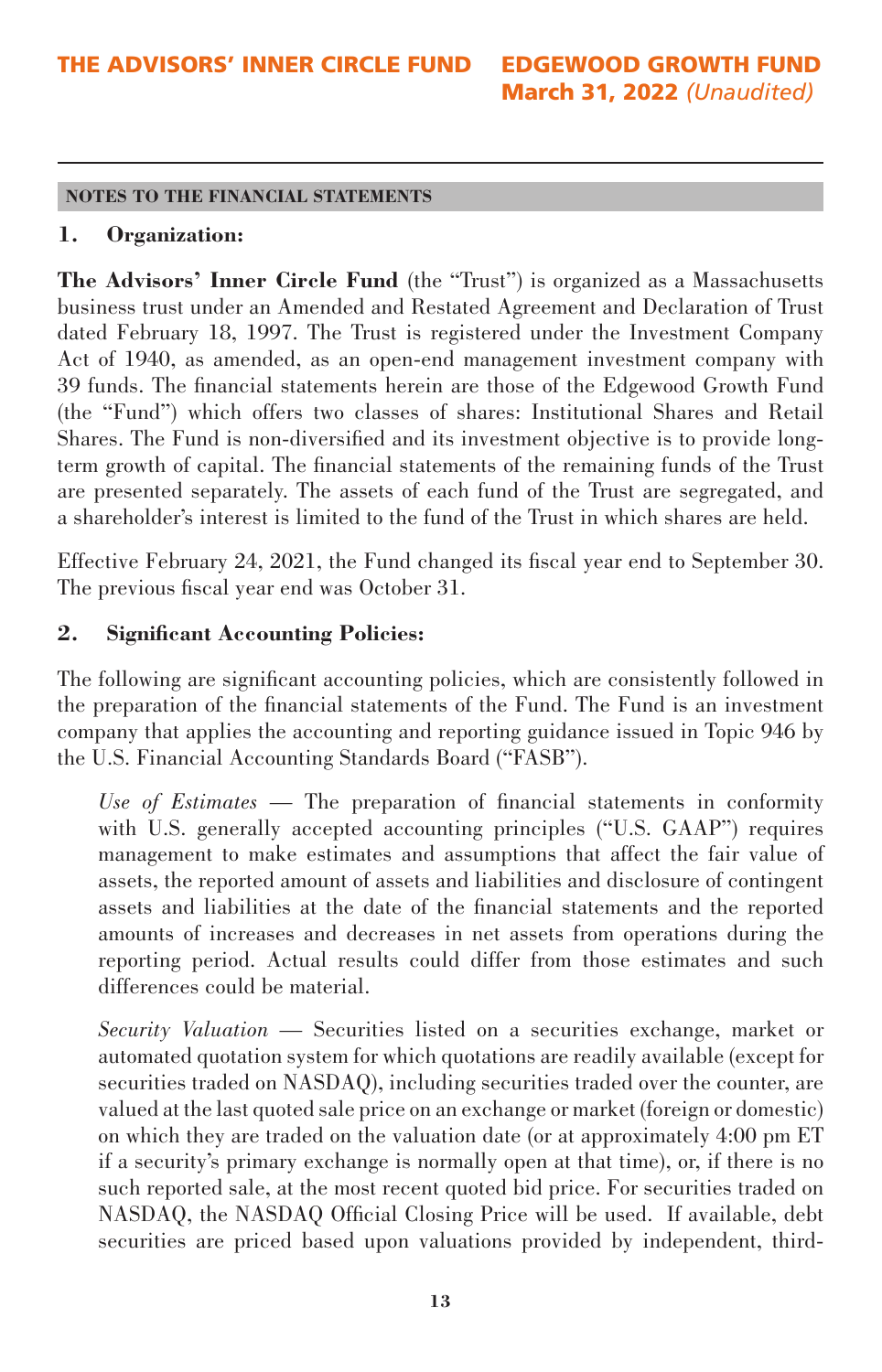## NOTES TO THE FINANCIAL STATEMENTS

### 1. Organization:

**The Advisors' Inner Circle Fund** (the "Trust") is organized as a Massachusetts business trust under an Amended and Restated Agreement and Declaration of Trust dated February 18, 1997. The Trust is registered under the Investment Company Act of 1940, as amended, as an open-end management investment company with 39 funds. The financial statements herein are those of the Edgewood Growth Fund (the "Fund") which offers two classes of shares: Institutional Shares and Retail Shares. The Fund is non-diversified and its investment objective is to provide long-term growth of capital. The financial statements of the remaining funds of the Trust are presented separately. The assets of each fund of the Trust are segregated, and a shareholder's interest is limited to the fund of the Trust in which shares are held.

Effective February 24, 2021, the Fund changed its fiscal year end to September 30. The previous fiscal year end was October 31.

### 2. Significant Accounting Policies:

The following are significant accounting policies, which are consistently followed in the preparation of the financial statements of the Fund. The Fund is an investment company that applies the accounting and reporting guidance issued in Topic 946 by the U.S. Financial Accounting Standards Board ("FASB").

*Use of Estimates* — The preparation of financial statements in conformity with U.S. generally accepted accounting principles ("U.S. GAAP") requires management to make estimates and assumptions that affect the fair value of assets, the reported amount of assets and liabilities and disclosure of contingent assets and liabilities at the date of the financial statements and the reported amounts of increases and decreases in net assets from operations during the reporting period. Actual results could differ from those estimates and such differences could be material.

*Security Valuation* — Securities listed on a securities exchange, market or automated quotation system for which quotations are readily available (except for securities traded on NASDAQ), including securities traded over the counter, are valued at the last quoted sale price on an exchange or market (foreign or domestic) on which they are traded on the valuation date (or at approximately 4:00 pm ET if a security's primary exchange is normally open at that time), or, if there is no such reported sale, at the most recent quoted bid price. For securities traded on NASDAQ, the NASDAQ Official Closing Price will be used. If available, debt securities are priced based upon valuations provided by independent, third-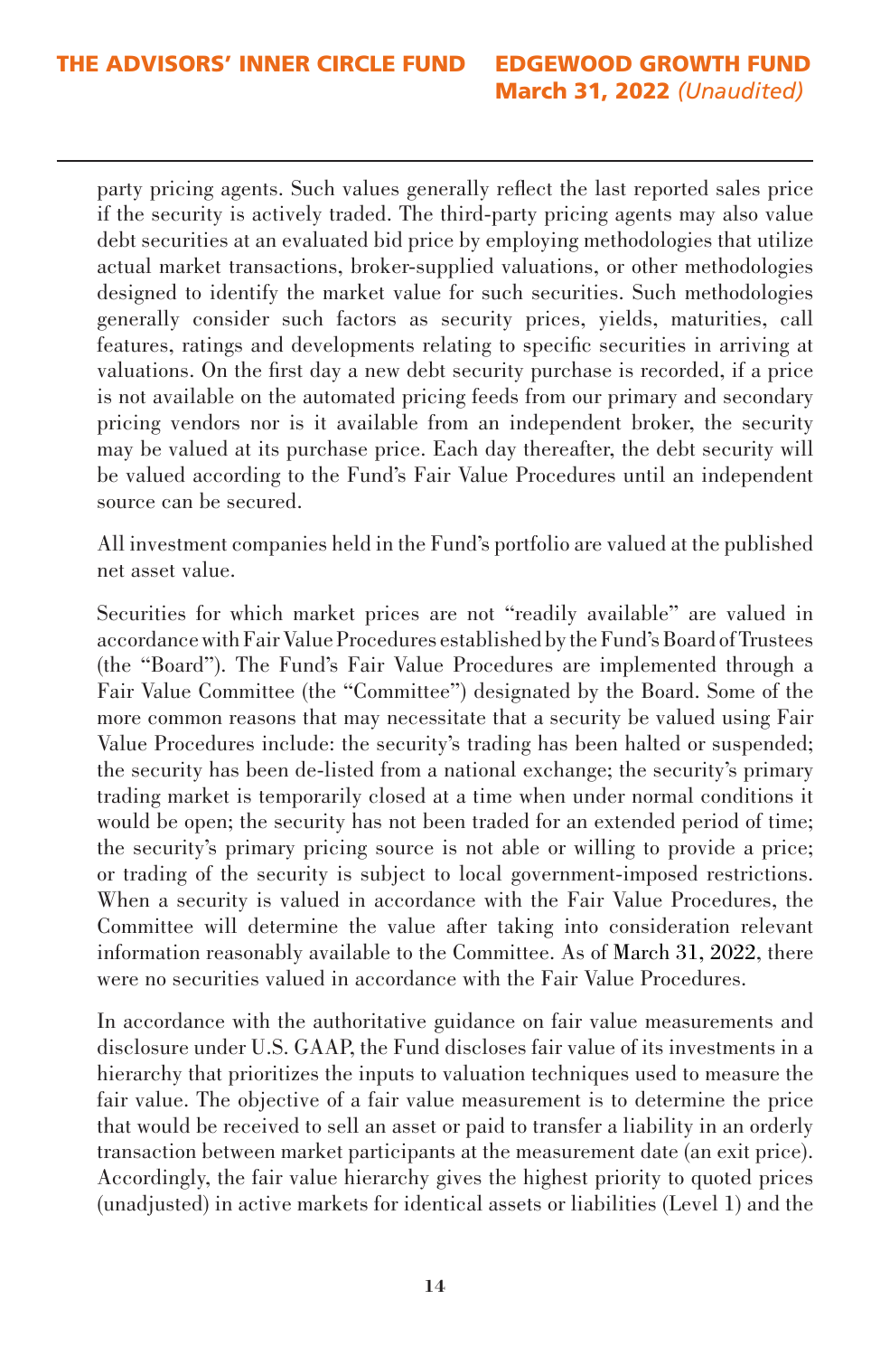party pricing agents. Such values generally reflect the last reported sales price if the security is actively traded. The third-party pricing agents may also value debt securities at an evaluated bid price by employing methodologies that utilize actual market transactions, broker-supplied valuations, or other methodologies designed to identify the market value for such securities. Such methodologies generally consider such factors as security prices, yields, maturities, call features, ratings and developments relating to specific securities in arriving at valuations. On the first day a new debt security purchase is recorded, if a price is not available on the automated pricing feeds from our primary and secondary pricing vendors nor is it available from an independent broker, the security may be valued at its purchase price. Each day thereafter, the debt security will be valued according to the Fund's Fair Value Procedures until an independent source can be secured.

All investment companies held in the Fund's portfolio are valued at the published net asset value.

Securities for which market prices are not "readily available" are valued in accordance with Fair Value Procedures established by the Fund's Board of Trustees (the "Board"). The Fund's Fair Value Procedures are implemented through a Fair Value Committee (the "Committee") designated by the Board. Some of the more common reasons that may necessitate that a security be valued using Fair Value Procedures include: the security's trading has been halted or suspended; the security has been de-listed from a national exchange; the security's primary trading market is temporarily closed at a time when under normal conditions it would be open; the security has not been traded for an extended period of time; the security's primary pricing source is not able or willing to provide a price; or trading of the security is subject to local government-imposed restrictions. When a security is valued in accordance with the Fair Value Procedures, the Committee will determine the value after taking into consideration relevant information reasonably available to the Committee. As of March 31, 2022, there were no securities valued in accordance with the Fair Value Procedures.

In accordance with the authoritative guidance on fair value measurements and disclosure under U.S. GAAP, the Fund discloses fair value of its investments in a hierarchy that prioritizes the inputs to valuation techniques used to measure the fair value. The objective of a fair value measurement is to determine the price that would be received to sell an asset or paid to transfer a liability in an orderly transaction between market participants at the measurement date (an exit price). Accordingly, the fair value hierarchy gives the highest priority to quoted prices (unadjusted) in active markets for identical assets or liabilities (Level 1) and the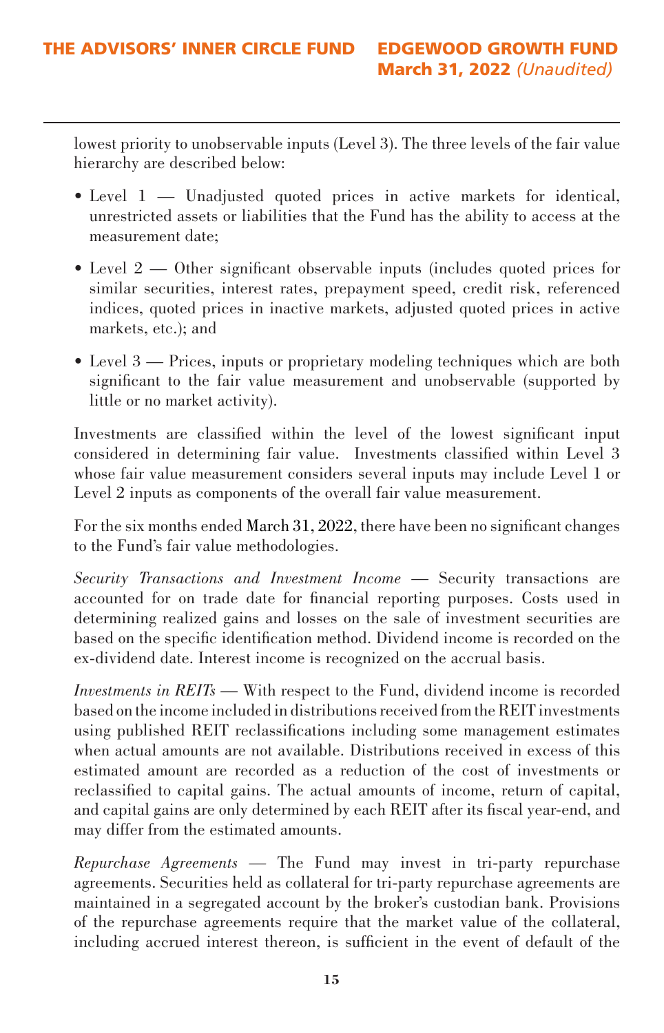lowest priority to unobservable inputs (Level 3). The three levels of the fair value hierarchy are described below:

- Level 1 — Unadjusted quoted prices in active markets for identical, unrestricted assets or liabilities that the Fund has the ability to access at the measurement date;
- Level 2 — Other significant observable inputs (includes quoted prices for similar securities, interest rates, prepayment speed, credit risk, referenced indices, quoted prices in inactive markets, adjusted quoted prices in active markets, etc.); and
- Level 3 — Prices, inputs or proprietary modeling techniques which are both significant to the fair value measurement and unobservable (supported by little or no market activity).

Investments are classified within the level of the lowest significant input considered in determining fair value. Investments classified within Level 3 whose fair value measurement considers several inputs may include Level 1 or Level 2 inputs as components of the overall fair value measurement.

For the six months ended March 31, 2022, there have been no significant changes to the Fund's fair value methodologies.

*Security Transactions and Investment Income* — Security transactions are accounted for on trade date for financial reporting purposes. Costs used in determining realized gains and losses on the sale of investment securities are based on the specific identification method. Dividend income is recorded on the ex-dividend date. Interest income is recognized on the accrual basis.

*Investments in REITs* — With respect to the Fund, dividend income is recorded based on the income included in distributions received from the REIT investments using published REIT reclassifications including some management estimates when actual amounts are not available. Distributions received in excess of this estimated amount are recorded as a reduction of the cost of investments or reclassified to capital gains. The actual amounts of income, return of capital, and capital gains are only determined by each REIT after its fiscal year-end, and may differ from the estimated amounts.

*Repurchase Agreements* — The Fund may invest in tri-party repurchase agreements. Securities held as collateral for tri-party repurchase agreements are maintained in a segregated account by the broker's custodian bank. Provisions of the repurchase agreements require that the market value of the collateral, including accrued interest thereon, is sufficient in the event of default of the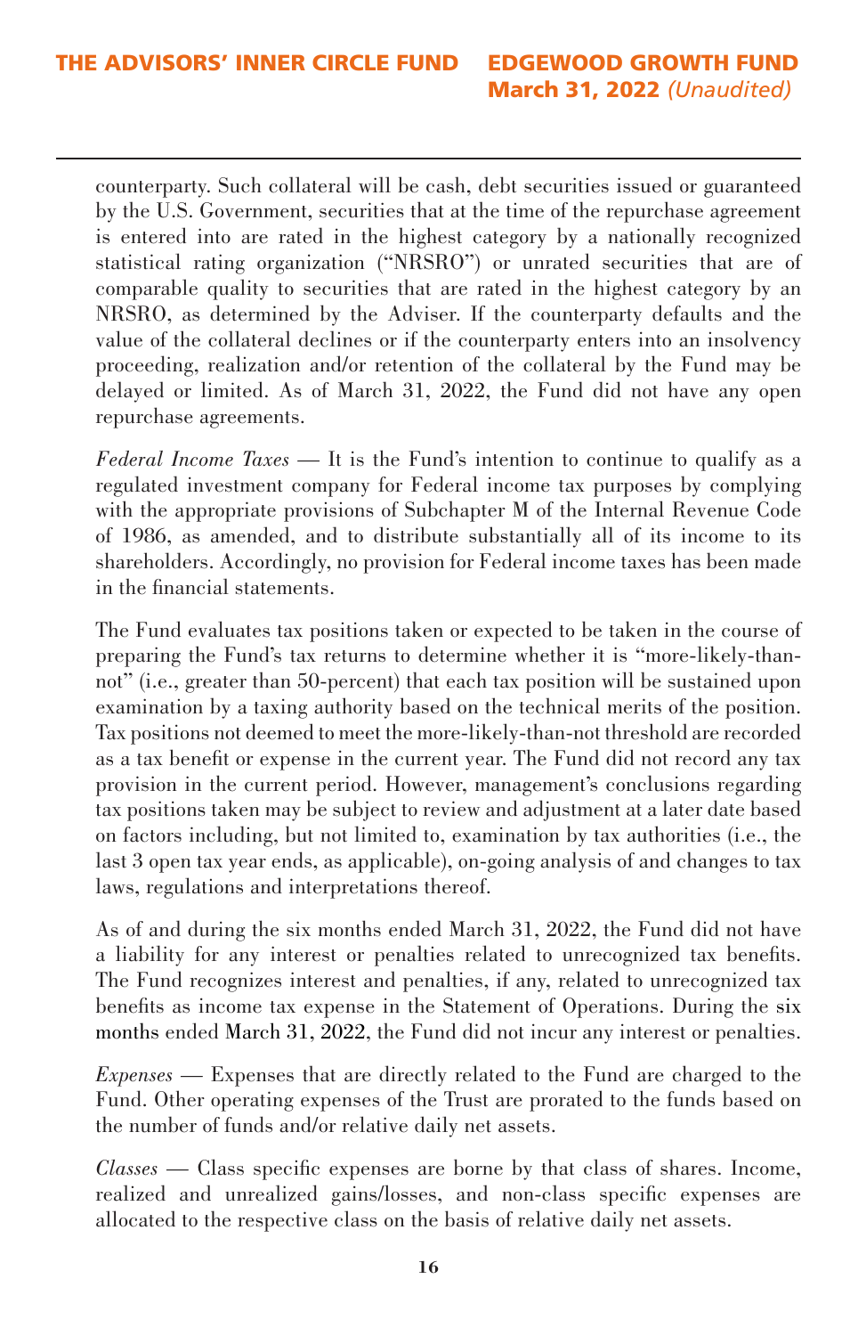counterparty. Such collateral will be cash, debt securities issued or guaranteed by the U.S. Government, securities that at the time of the repurchase agreement is entered into are rated in the highest category by a nationally recognized statistical rating organization ("NRSRO") or unrated securities that are of comparable quality to securities that are rated in the highest category by an NRSRO, as determined by the Adviser. If the counterparty defaults and the value of the collateral declines or if the counterparty enters into an insolvency proceeding, realization and/or retention of the collateral by the Fund may be delayed or limited. As of March 31, 2022, the Fund did not have any open repurchase agreements.

*Federal Income Taxes* — It is the Fund's intention to continue to qualify as a regulated investment company for Federal income tax purposes by complying with the appropriate provisions of Subchapter M of the Internal Revenue Code of 1986, as amended, and to distribute substantially all of its income to its shareholders. Accordingly, no provision for Federal income taxes has been made in the financial statements.

The Fund evaluates tax positions taken or expected to be taken in the course of preparing the Fund's tax returns to determine whether it is "more-likely-than-not" (i.e., greater than 50-percent) that each tax position will be sustained upon examination by a taxing authority based on the technical merits of the position. Tax positions not deemed to meet the more-likely-than-not threshold are recorded as a tax benefit or expense in the current year. The Fund did not record any tax provision in the current period. However, management's conclusions regarding tax positions taken may be subject to review and adjustment at a later date based on factors including, but not limited to, examination by tax authorities (i.e., the last 3 open tax year ends, as applicable), on-going analysis of and changes to tax laws, regulations and interpretations thereof.

As of and during the six months ended March 31, 2022, the Fund did not have a liability for any interest or penalties related to unrecognized tax benefits. The Fund recognizes interest and penalties, if any, related to unrecognized tax benefits as income tax expense in the Statement of Operations. During the six months ended March 31, 2022, the Fund did not incur any interest or penalties.

*Expenses* — Expenses that are directly related to the Fund are charged to the Fund. Other operating expenses of the Trust are prorated to the funds based on the number of funds and/or relative daily net assets.

*Classes* — Class specific expenses are borne by that class of shares. Income, realized and unrealized gains/losses, and non-class specific expenses are allocated to the respective class on the basis of relative daily net assets.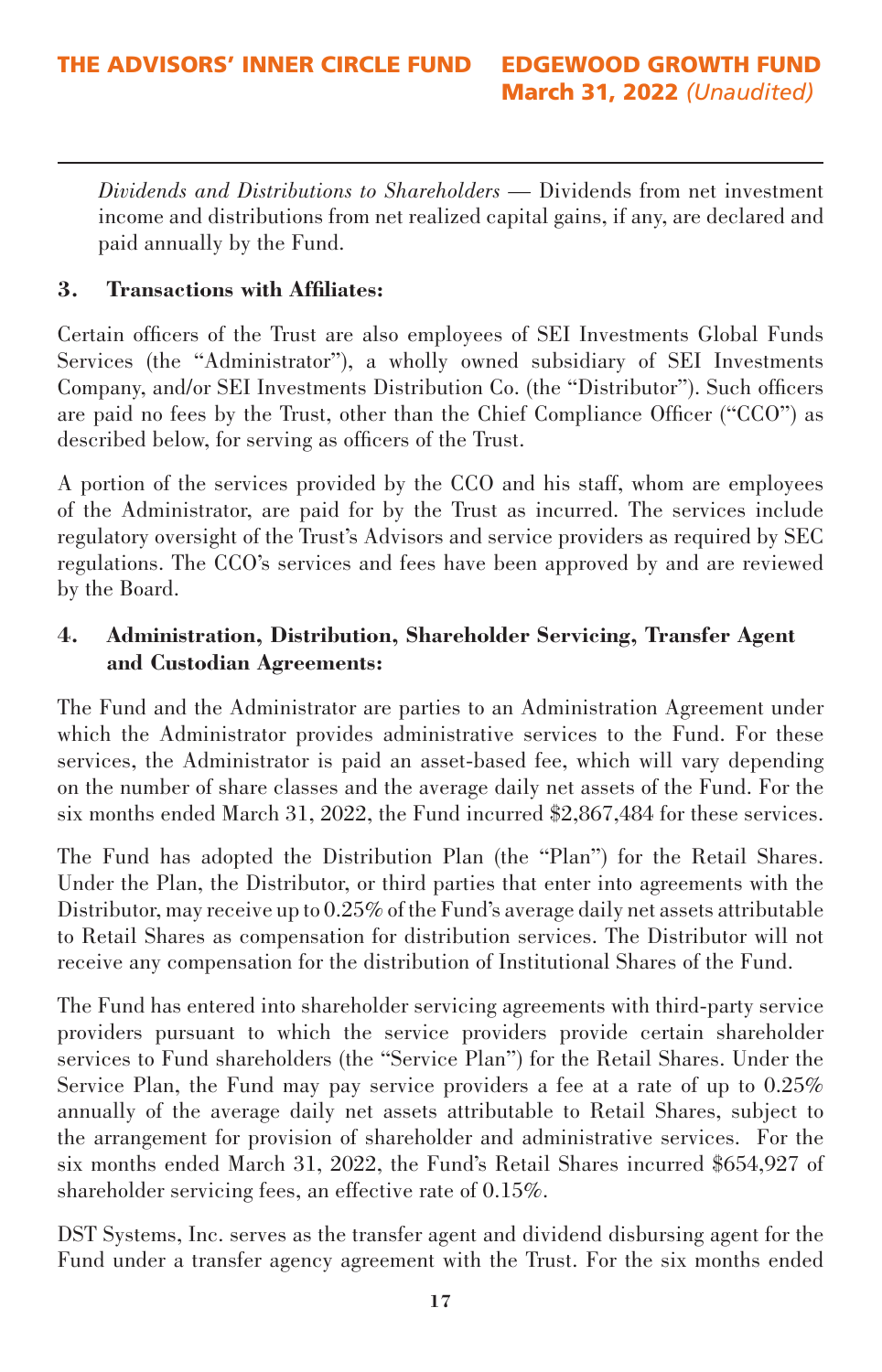*Dividends and Distributions to Shareholders* — Dividends from net investment income and distributions from net realized capital gains, if any, are declared and paid annually by the Fund.

**3. Transactions with Affiliates:**

Certain officers of the Trust are also employees of SEI Investments Global Funds Services (the "Administrator"), a wholly owned subsidiary of SEI Investments Company, and/or SEI Investments Distribution Co. (the "Distributor"). Such officers are paid no fees by the Trust, other than the Chief Compliance Officer ("CCO") as described below, for serving as officers of the Trust.

A portion of the services provided by the CCO and his staff, whom are employees of the Administrator, are paid for by the Trust as incurred. The services include regulatory oversight of the Trust's Advisors and service providers as required by SEC regulations. The CCO's services and fees have been approved by and are reviewed by the Board.

**4. Administration, Distribution, Shareholder Servicing, Transfer Agent and Custodian Agreements:**

The Fund and the Administrator are parties to an Administration Agreement under which the Administrator provides administrative services to the Fund. For these services, the Administrator is paid an asset-based fee, which will vary depending on the number of share classes and the average daily net assets of the Fund. For the six months ended March 31, 2022, the Fund incurred $2,867,484 for these services.

The Fund has adopted the Distribution Plan (the "Plan") for the Retail Shares. Under the Plan, the Distributor, or third parties that enter into agreements with the Distributor, may receive up to 0.25% of the Fund's average daily net assets attributable to Retail Shares as compensation for distribution services. The Distributor will not receive any compensation for the distribution of Institutional Shares of the Fund.

The Fund has entered into shareholder servicing agreements with third-party service providers pursuant to which the service providers provide certain shareholder services to Fund shareholders (the "Service Plan") for the Retail Shares. Under the Service Plan, the Fund may pay service providers a fee at a rate of up to 0.25% annually of the average daily net assets attributable to Retail Shares, subject to the arrangement for provision of shareholder and administrative services. For the six months ended March 31, 2022, the Fund's Retail Shares incurred $654,927 of shareholder servicing fees, an effective rate of 0.15%.

DST Systems, Inc. serves as the transfer agent and dividend disbursing agent for the Fund under a transfer agency agreement with the Trust. For the six months ended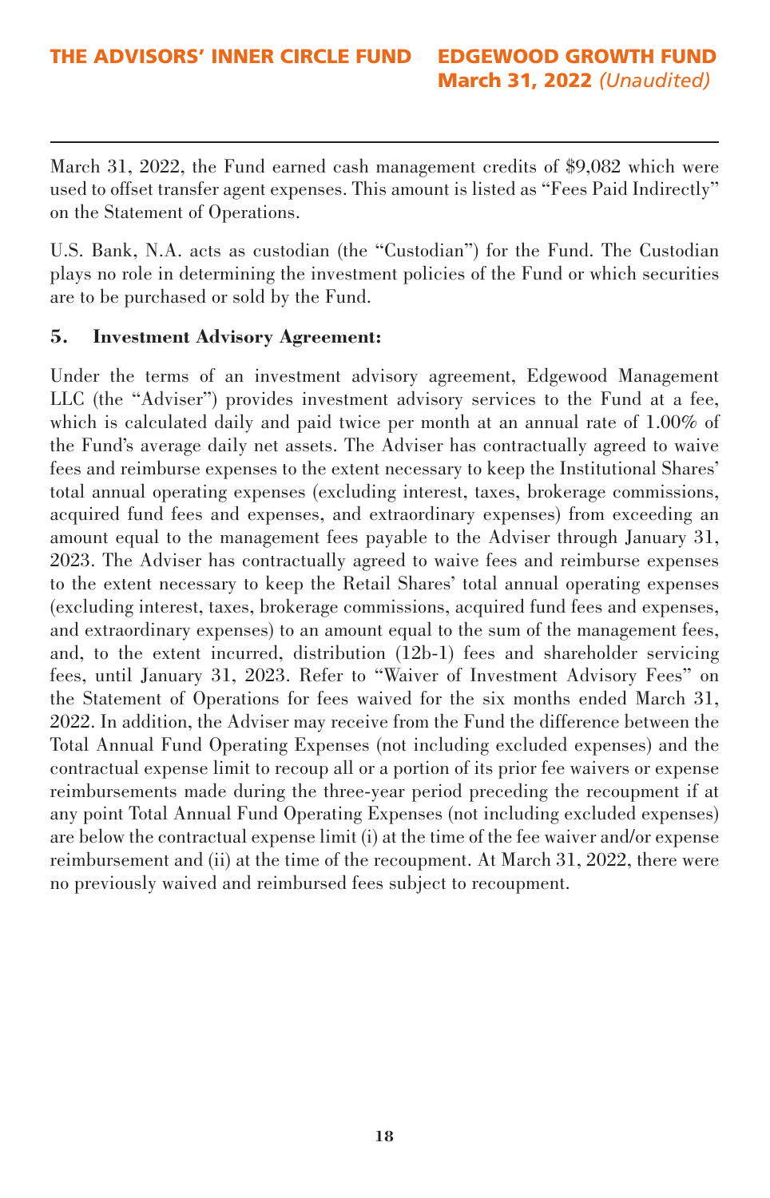March 31, 2022, the Fund earned cash management credits of $9,082 which were used to offset transfer agent expenses. This amount is listed as "Fees Paid Indirectly" on the Statement of Operations.

U.S. Bank, N.A. acts as custodian (the "Custodian") for the Fund. The Custodian plays no role in determining the investment policies of the Fund or which securities are to be purchased or sold by the Fund.

**5. Investment Advisory Agreement:**

Under the terms of an investment advisory agreement, Edgewood Management LLC (the "Adviser") provides investment advisory services to the Fund at a fee, which is calculated daily and paid twice per month at an annual rate of 1.00% of the Fund's average daily net assets. The Adviser has contractually agreed to waive fees and reimburse expenses to the extent necessary to keep the Institutional Shares' total annual operating expenses (excluding interest, taxes, brokerage commissions, acquired fund fees and expenses, and extraordinary expenses) from exceeding an amount equal to the management fees payable to the Adviser through January 31, 2023. The Adviser has contractually agreed to waive fees and reimburse expenses to the extent necessary to keep the Retail Shares' total annual operating expenses (excluding interest, taxes, brokerage commissions, acquired fund fees and expenses, and extraordinary expenses) to an amount equal to the sum of the management fees, and, to the extent incurred, distribution (12b-1) fees and shareholder servicing fees, until January 31, 2023. Refer to "Waiver of Investment Advisory Fees" on the Statement of Operations for fees waived for the six months ended March 31, 2022. In addition, the Adviser may receive from the Fund the difference between the Total Annual Fund Operating Expenses (not including excluded expenses) and the contractual expense limit to recoup all or a portion of its prior fee waivers or expense reimbursements made during the three-year period preceding the recoupment if at any point Total Annual Fund Operating Expenses (not including excluded expenses) are below the contractual expense limit (i) at the time of the fee waiver and/or expense reimbursement and (ii) at the time of the recoupment. At March 31, 2022, there were no previously waived and reimbursed fees subject to recoupment.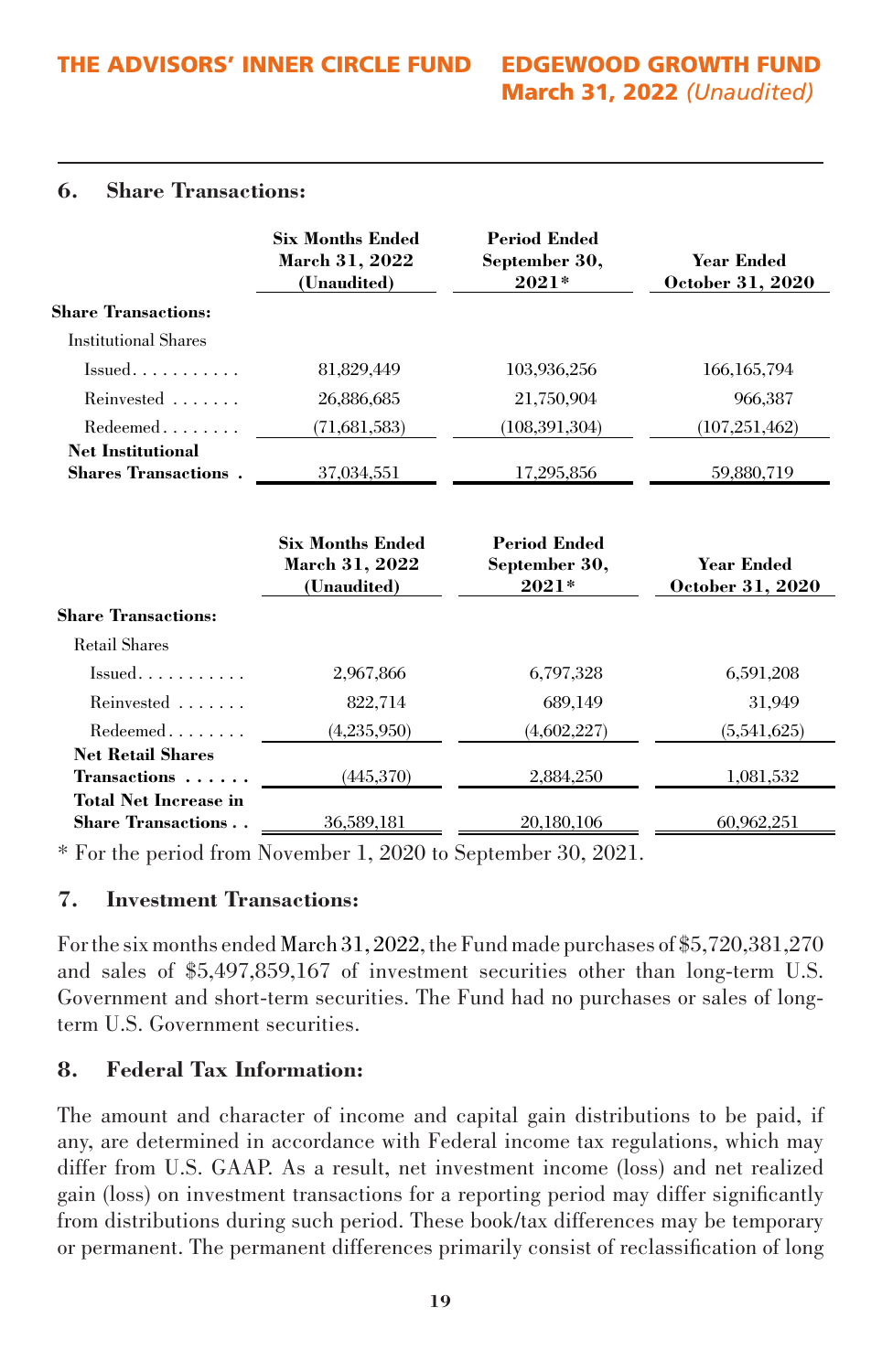## 6. Share Transactions:

| | Six Months Ended March 31, 2022 (Unaudited) | Period Ended September 30, 2021* | Year Ended October 31, 2020 |
|---|---|---|---|
| **Share Transactions:** | | | |
| Institutional Shares | | | |
| Issued | 81,829,449 | 103,936,256 | 166,165,794 |
| Reinvested | 26,886,685 | 21,750,904 | 966,387 |
| Redeemed | (71,681,583) | (108,391,304) | (107,251,462) |
| **Net Institutional Shares Transactions** | 37,034,551 | 17,295,856 | 59,880,719 |

| | Six Months Ended March 31, 2022 (Unaudited) | Period Ended September 30, 2021* | Year Ended October 31, 2020 |
|---|---|---|---|
| **Share Transactions:** | | | |
| Retail Shares | | | |
| Issued | 2,967,866 | 6,797,328 | 6,591,208 |
| Reinvested | 822,714 | 689,149 | 31,949 |
| Redeemed | (4,235,950) | (4,602,227) | (5,541,625) |
| **Net Retail Shares Transactions** | (445,370) | 2,884,250 | 1,081,532 |
| **Total Net Increase in Share Transactions** | 36,589,181 | 20,180,106 | 60,962,251 |

* For the period from November 1, 2020 to September 30, 2021.

## 7. Investment Transactions:

For the six months ended March 31, 2022, the Fund made purchases of $5,720,381,270 and sales of $5,497,859,167 of investment securities other than long-term U.S. Government and short-term securities. The Fund had no purchases or sales of long-term U.S. Government securities.

## 8. Federal Tax Information:

The amount and character of income and capital gain distributions to be paid, if any, are determined in accordance with Federal income tax regulations, which may differ from U.S. GAAP. As a result, net investment income (loss) and net realized gain (loss) on investment transactions for a reporting period may differ significantly from distributions during such period. These book/tax differences may be temporary or permanent. The permanent differences primarily consist of reclassification of long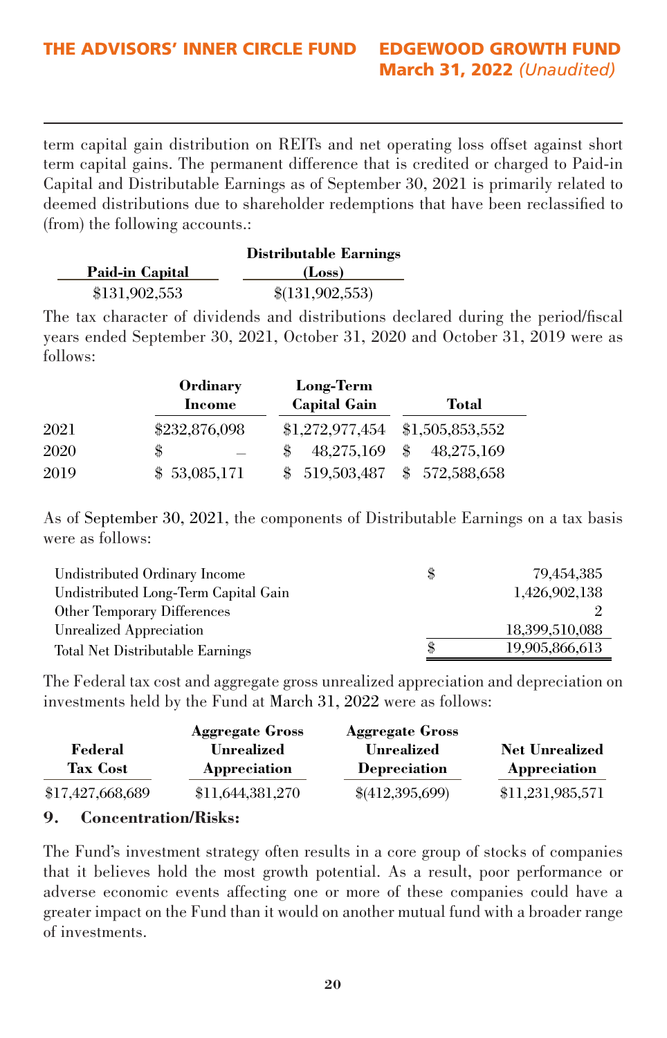term capital gain distribution on REITs and net operating loss offset against short term capital gains. The permanent difference that is credited or charged to Paid-in Capital and Distributable Earnings as of September 30, 2021 is primarily related to deemed distributions due to shareholder redemptions that have been reclassified to (from) the following accounts.:

| Paid-in Capital | Distributable Earnings (Loss) |
|---|---|
| $131,902,553 | $(131,902,553) |

The tax character of dividends and distributions declared during the period/fiscal years ended September 30, 2021, October 31, 2020 and October 31, 2019 were as follows:

| | Ordinary Income | Long-Term Capital Gain | Total |
|---|---|---|---|
| 2021 | $232,876,098 | $1,272,977,454 | $1,505,853,552 |
| 2020 | $ — | $ 48,275,169 | $ 48,275,169 |
| 2019 | $ 53,085,171 | $ 519,503,487 | $ 572,588,658 |

As of September 30, 2021, the components of Distributable Earnings on a tax basis were as follows:

| | |
|---|---|
| Undistributed Ordinary Income | $ 79,454,385 |
| Undistributed Long-Term Capital Gain | 1,426,902,138 |
| Other Temporary Differences | 2 |
| Unrealized Appreciation | 18,399,510,088 |
| Total Net Distributable Earnings | $ 19,905,866,613 |

The Federal tax cost and aggregate gross unrealized appreciation and depreciation on investments held by the Fund at March 31, 2022 were as follows:

| Federal Tax Cost | Aggregate Gross Unrealized Appreciation | Aggregate Gross Unrealized Depreciation | Net Unrealized Appreciation |
|---|---|---|---|
| $17,427,668,689 | $11,644,381,270 | $(412,395,699) | $11,231,985,571 |

**9. Concentration/Risks:**

The Fund's investment strategy often results in a core group of stocks of companies that it believes hold the most growth potential. As a result, poor performance or adverse economic events affecting one or more of these companies could have a greater impact on the Fund than it would on another mutual fund with a broader range of investments.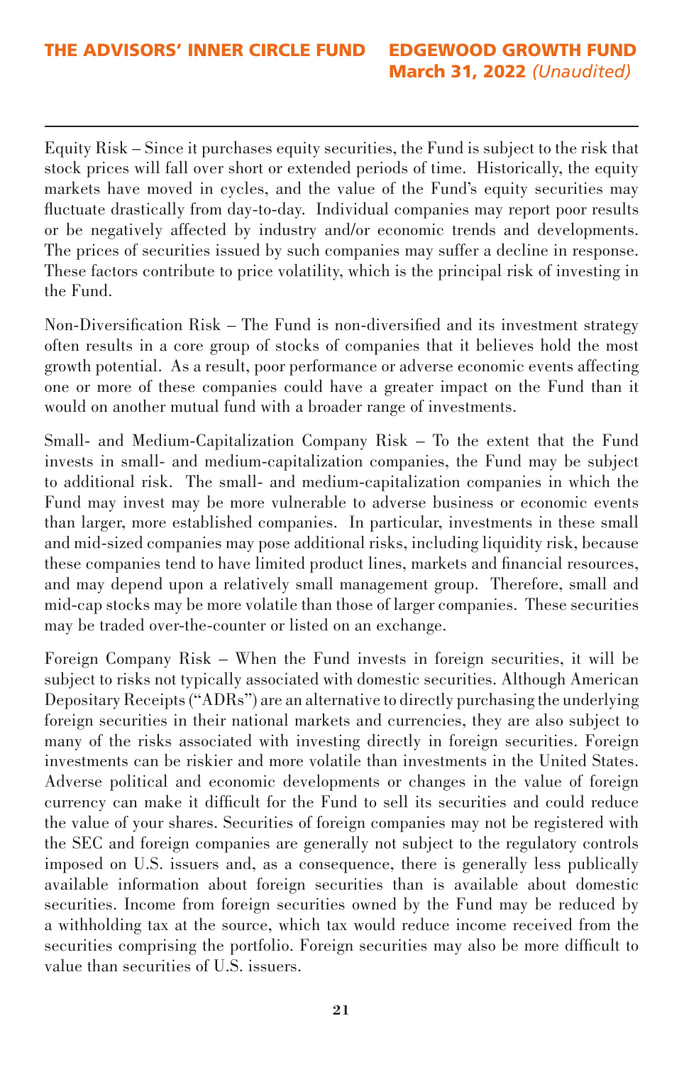Equity Risk – Since it purchases equity securities, the Fund is subject to the risk that stock prices will fall over short or extended periods of time. Historically, the equity markets have moved in cycles, and the value of the Fund's equity securities may fluctuate drastically from day-to-day. Individual companies may report poor results or be negatively affected by industry and/or economic trends and developments. The prices of securities issued by such companies may suffer a decline in response. These factors contribute to price volatility, which is the principal risk of investing in the Fund.

Non-Diversification Risk – The Fund is non-diversified and its investment strategy often results in a core group of stocks of companies that it believes hold the most growth potential. As a result, poor performance or adverse economic events affecting one or more of these companies could have a greater impact on the Fund than it would on another mutual fund with a broader range of investments.

Small- and Medium-Capitalization Company Risk – To the extent that the Fund invests in small- and medium-capitalization companies, the Fund may be subject to additional risk. The small- and medium-capitalization companies in which the Fund may invest may be more vulnerable to adverse business or economic events than larger, more established companies. In particular, investments in these small and mid-sized companies may pose additional risks, including liquidity risk, because these companies tend to have limited product lines, markets and financial resources, and may depend upon a relatively small management group. Therefore, small and mid-cap stocks may be more volatile than those of larger companies. These securities may be traded over-the-counter or listed on an exchange.

Foreign Company Risk – When the Fund invests in foreign securities, it will be subject to risks not typically associated with domestic securities. Although American Depositary Receipts ("ADRs") are an alternative to directly purchasing the underlying foreign securities in their national markets and currencies, they are also subject to many of the risks associated with investing directly in foreign securities. Foreign investments can be riskier and more volatile than investments in the United States. Adverse political and economic developments or changes in the value of foreign currency can make it difficult for the Fund to sell its securities and could reduce the value of your shares. Securities of foreign companies may not be registered with the SEC and foreign companies are generally not subject to the regulatory controls imposed on U.S. issuers and, as a consequence, there is generally less publically available information about foreign securities than is available about domestic securities. Income from foreign securities owned by the Fund may be reduced by a withholding tax at the source, which tax would reduce income received from the securities comprising the portfolio. Foreign securities may also be more difficult to value than securities of U.S. issuers.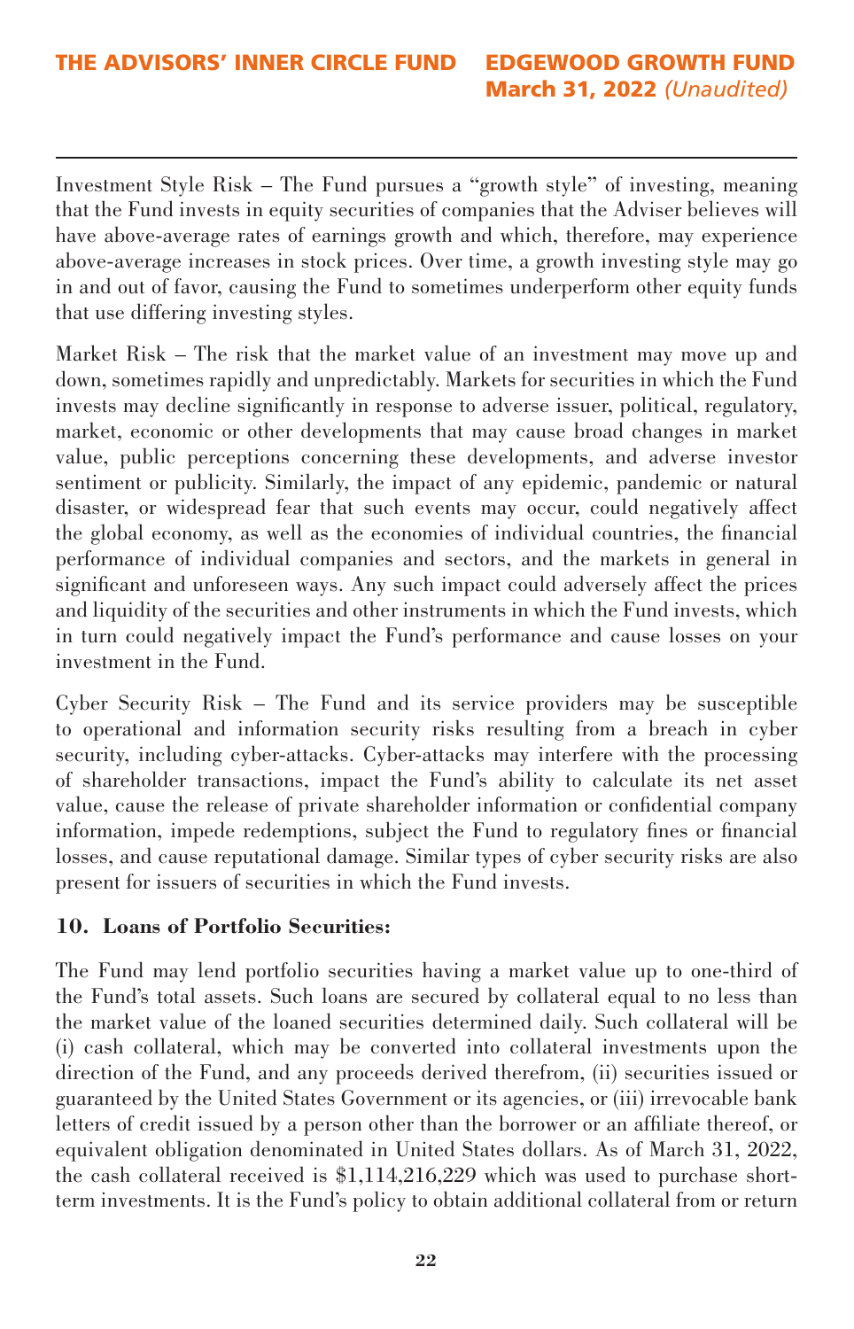Investment Style Risk – The Fund pursues a "growth style" of investing, meaning that the Fund invests in equity securities of companies that the Adviser believes will have above-average rates of earnings growth and which, therefore, may experience above-average increases in stock prices. Over time, a growth investing style may go in and out of favor, causing the Fund to sometimes underperform other equity funds that use differing investing styles.

Market Risk – The risk that the market value of an investment may move up and down, sometimes rapidly and unpredictably. Markets for securities in which the Fund invests may decline significantly in response to adverse issuer, political, regulatory, market, economic or other developments that may cause broad changes in market value, public perceptions concerning these developments, and adverse investor sentiment or publicity. Similarly, the impact of any epidemic, pandemic or natural disaster, or widespread fear that such events may occur, could negatively affect the global economy, as well as the economies of individual countries, the financial performance of individual companies and sectors, and the markets in general in significant and unforeseen ways. Any such impact could adversely affect the prices and liquidity of the securities and other instruments in which the Fund invests, which in turn could negatively impact the Fund's performance and cause losses on your investment in the Fund.

Cyber Security Risk – The Fund and its service providers may be susceptible to operational and information security risks resulting from a breach in cyber security, including cyber-attacks. Cyber-attacks may interfere with the processing of shareholder transactions, impact the Fund's ability to calculate its net asset value, cause the release of private shareholder information or confidential company information, impede redemptions, subject the Fund to regulatory fines or financial losses, and cause reputational damage. Similar types of cyber security risks are also present for issuers of securities in which the Fund invests.

**10. Loans of Portfolio Securities:**

The Fund may lend portfolio securities having a market value up to one-third of the Fund's total assets. Such loans are secured by collateral equal to no less than the market value of the loaned securities determined daily. Such collateral will be (i) cash collateral, which may be converted into collateral investments upon the direction of the Fund, and any proceeds derived therefrom, (ii) securities issued or guaranteed by the United States Government or its agencies, or (iii) irrevocable bank letters of credit issued by a person other than the borrower or an affiliate thereof, or equivalent obligation denominated in United States dollars. As of March 31, 2022, the cash collateral received is $1,114,216,229 which was used to purchase short-term investments. It is the Fund's policy to obtain additional collateral from or return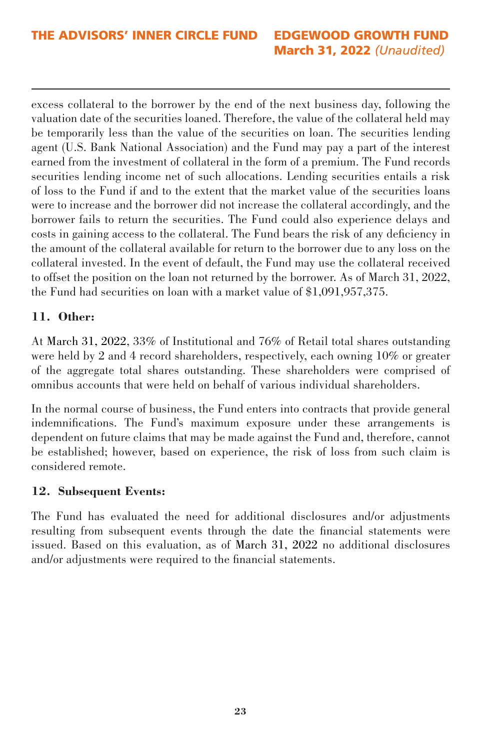excess collateral to the borrower by the end of the next business day, following the valuation date of the securities loaned. Therefore, the value of the collateral held may be temporarily less than the value of the securities on loan. The securities lending agent (U.S. Bank National Association) and the Fund may pay a part of the interest earned from the investment of collateral in the form of a premium. The Fund records securities lending income net of such allocations. Lending securities entails a risk of loss to the Fund if and to the extent that the market value of the securities loans were to increase and the borrower did not increase the collateral accordingly, and the borrower fails to return the securities. The Fund could also experience delays and costs in gaining access to the collateral. The Fund bears the risk of any deficiency in the amount of the collateral available for return to the borrower due to any loss on the collateral invested. In the event of default, the Fund may use the collateral received to offset the position on the loan not returned by the borrower. As of March 31, 2022, the Fund had securities on loan with a market value of $1,091,957,375.

### 11. Other:

At March 31, 2022, 33% of Institutional and 76% of Retail total shares outstanding were held by 2 and 4 record shareholders, respectively, each owning 10% or greater of the aggregate total shares outstanding. These shareholders were comprised of omnibus accounts that were held on behalf of various individual shareholders.

In the normal course of business, the Fund enters into contracts that provide general indemnifications. The Fund's maximum exposure under these arrangements is dependent on future claims that may be made against the Fund and, therefore, cannot be established; however, based on experience, the risk of loss from such claim is considered remote.

### 12. Subsequent Events:

The Fund has evaluated the need for additional disclosures and/or adjustments resulting from subsequent events through the date the financial statements were issued. Based on this evaluation, as of March 31, 2022 no additional disclosures and/or adjustments were required to the financial statements.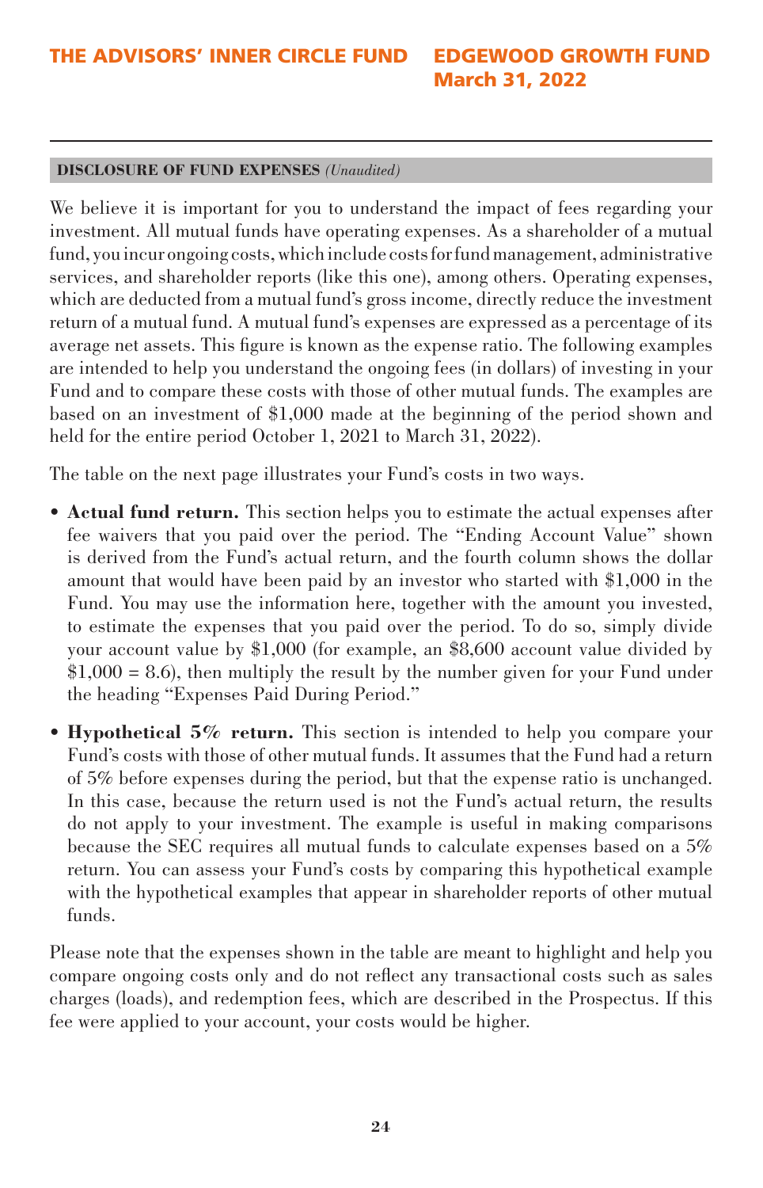## DISCLOSURE OF FUND EXPENSES *(Unaudited)*

We believe it is important for you to understand the impact of fees regarding your investment. All mutual funds have operating expenses. As a shareholder of a mutual fund, you incur ongoing costs, which include costs for fund management, administrative services, and shareholder reports (like this one), among others. Operating expenses, which are deducted from a mutual fund's gross income, directly reduce the investment return of a mutual fund. A mutual fund's expenses are expressed as a percentage of its average net assets. This figure is known as the expense ratio. The following examples are intended to help you understand the ongoing fees (in dollars) of investing in your Fund and to compare these costs with those of other mutual funds. The examples are based on an investment of $1,000 made at the beginning of the period shown and held for the entire period October 1, 2021 to March 31, 2022).

The table on the next page illustrates your Fund's costs in two ways.

- **Actual fund return.** This section helps you to estimate the actual expenses after fee waivers that you paid over the period. The "Ending Account Value" shown is derived from the Fund's actual return, and the fourth column shows the dollar amount that would have been paid by an investor who started with $1,000 in the Fund. You may use the information here, together with the amount you invested, to estimate the expenses that you paid over the period. To do so, simply divide your account value by $1,000 (for example, an $8,600 account value divided by $1,000 = 8.6), then multiply the result by the number given for your Fund under the heading "Expenses Paid During Period."

- **Hypothetical 5% return.** This section is intended to help you compare your Fund's costs with those of other mutual funds. It assumes that the Fund had a return of 5% before expenses during the period, but that the expense ratio is unchanged. In this case, because the return used is not the Fund's actual return, the results do not apply to your investment. The example is useful in making comparisons because the SEC requires all mutual funds to calculate expenses based on a 5% return. You can assess your Fund's costs by comparing this hypothetical example with the hypothetical examples that appear in shareholder reports of other mutual funds.

Please note that the expenses shown in the table are meant to highlight and help you compare ongoing costs only and do not reflect any transactional costs such as sales charges (loads), and redemption fees, which are described in the Prospectus. If this fee were applied to your account, your costs would be higher.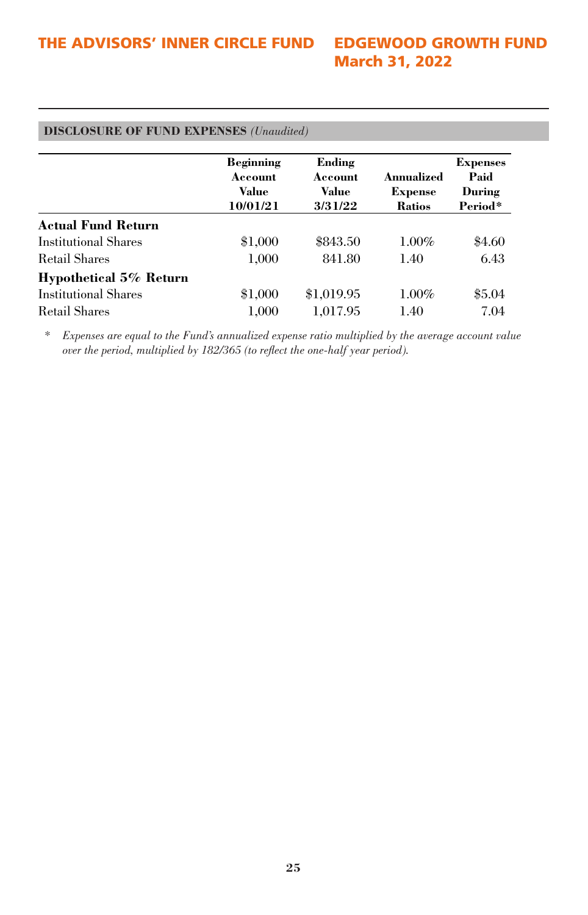## DISCLOSURE OF FUND EXPENSES *(Unaudited)*

| | Beginning Account Value 10/01/21 | Ending Account Value 3/31/22 | Annualized Expense Ratios | Expenses Paid During Period* |
|---|---|---|---|---|
| **Actual Fund Return** | | | | |
| Institutional Shares | $1,000 | $843.50 | 1.00% | $4.60 |
| Retail Shares | 1,000 | 841.80 | 1.40 | 6.43 |
| **Hypothetical 5% Return** | | | | |
| Institutional Shares | $1,000 | $1,019.95 | 1.00% | $5.04 |
| Retail Shares | 1,000 | 1,017.95 | 1.40 | 7.04 |

\* *Expenses are equal to the Fund's annualized expense ratio multiplied by the average account value over the period, multiplied by 182/365 (to reflect the one-half year period).*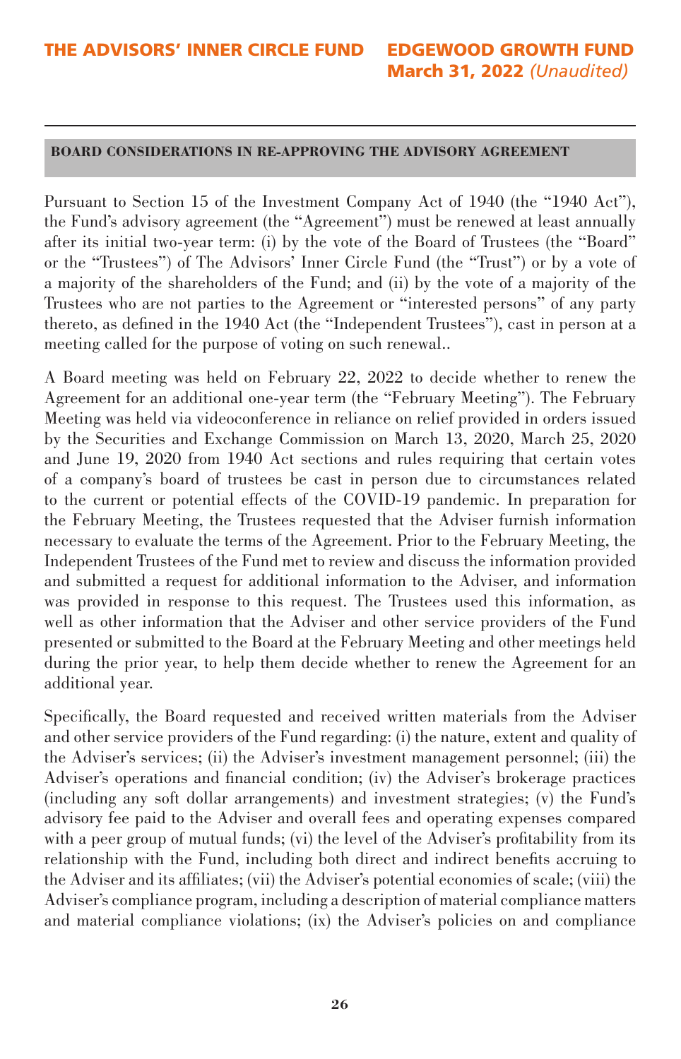## BOARD CONSIDERATIONS IN RE-APPROVING THE ADVISORY AGREEMENT

Pursuant to Section 15 of the Investment Company Act of 1940 (the "1940 Act"), the Fund's advisory agreement (the "Agreement") must be renewed at least annually after its initial two-year term: (i) by the vote of the Board of Trustees (the "Board" or the "Trustees") of The Advisors' Inner Circle Fund (the "Trust") or by a vote of a majority of the shareholders of the Fund; and (ii) by the vote of a majority of the Trustees who are not parties to the Agreement or "interested persons" of any party thereto, as defined in the 1940 Act (the "Independent Trustees"), cast in person at a meeting called for the purpose of voting on such renewal..

A Board meeting was held on February 22, 2022 to decide whether to renew the Agreement for an additional one-year term (the "February Meeting"). The February Meeting was held via videoconference in reliance on relief provided in orders issued by the Securities and Exchange Commission on March 13, 2020, March 25, 2020 and June 19, 2020 from 1940 Act sections and rules requiring that certain votes of a company's board of trustees be cast in person due to circumstances related to the current or potential effects of the COVID-19 pandemic. In preparation for the February Meeting, the Trustees requested that the Adviser furnish information necessary to evaluate the terms of the Agreement. Prior to the February Meeting, the Independent Trustees of the Fund met to review and discuss the information provided and submitted a request for additional information to the Adviser, and information was provided in response to this request. The Trustees used this information, as well as other information that the Adviser and other service providers of the Fund presented or submitted to the Board at the February Meeting and other meetings held during the prior year, to help them decide whether to renew the Agreement for an additional year.

Specifically, the Board requested and received written materials from the Adviser and other service providers of the Fund regarding: (i) the nature, extent and quality of the Adviser's services; (ii) the Adviser's investment management personnel; (iii) the Adviser's operations and financial condition; (iv) the Adviser's brokerage practices (including any soft dollar arrangements) and investment strategies; (v) the Fund's advisory fee paid to the Adviser and overall fees and operating expenses compared with a peer group of mutual funds; (vi) the level of the Adviser's profitability from its relationship with the Fund, including both direct and indirect benefits accruing to the Adviser and its affiliates; (vii) the Adviser's potential economies of scale; (viii) the Adviser's compliance program, including a description of material compliance matters and material compliance violations; (ix) the Adviser's policies on and compliance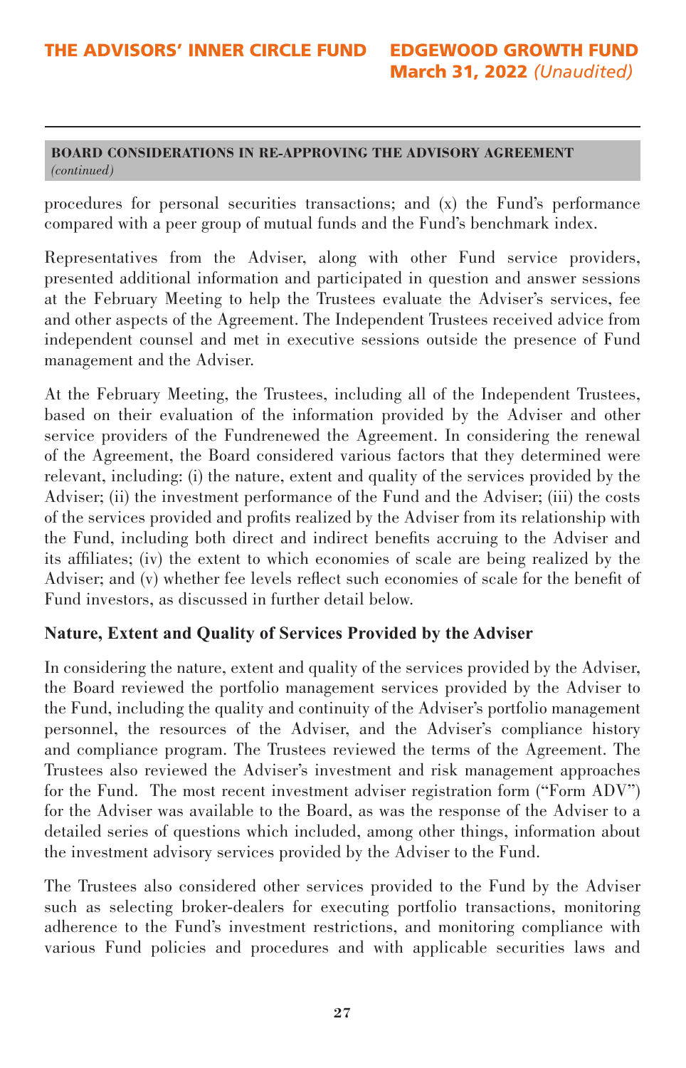**BOARD CONSIDERATIONS IN RE-APPROVING THE ADVISORY AGREEMENT** *(continued)*

procedures for personal securities transactions; and (x) the Fund's performance compared with a peer group of mutual funds and the Fund's benchmark index.

Representatives from the Adviser, along with other Fund service providers, presented additional information and participated in question and answer sessions at the February Meeting to help the Trustees evaluate the Adviser's services, fee and other aspects of the Agreement. The Independent Trustees received advice from independent counsel and met in executive sessions outside the presence of Fund management and the Adviser.

At the February Meeting, the Trustees, including all of the Independent Trustees, based on their evaluation of the information provided by the Adviser and other service providers of the Fundrenewed the Agreement. In considering the renewal of the Agreement, the Board considered various factors that they determined were relevant, including: (i) the nature, extent and quality of the services provided by the Adviser; (ii) the investment performance of the Fund and the Adviser; (iii) the costs of the services provided and profits realized by the Adviser from its relationship with the Fund, including both direct and indirect benefits accruing to the Adviser and its affiliates; (iv) the extent to which economies of scale are being realized by the Adviser; and (v) whether fee levels reflect such economies of scale for the benefit of Fund investors, as discussed in further detail below.

### Nature, Extent and Quality of Services Provided by the Adviser

In considering the nature, extent and quality of the services provided by the Adviser, the Board reviewed the portfolio management services provided by the Adviser to the Fund, including the quality and continuity of the Adviser's portfolio management personnel, the resources of the Adviser, and the Adviser's compliance history and compliance program. The Trustees reviewed the terms of the Agreement. The Trustees also reviewed the Adviser's investment and risk management approaches for the Fund. The most recent investment adviser registration form ("Form ADV") for the Adviser was available to the Board, as was the response of the Adviser to a detailed series of questions which included, among other things, information about the investment advisory services provided by the Adviser to the Fund.

The Trustees also considered other services provided to the Fund by the Adviser such as selecting broker-dealers for executing portfolio transactions, monitoring adherence to the Fund's investment restrictions, and monitoring compliance with various Fund policies and procedures and with applicable securities laws and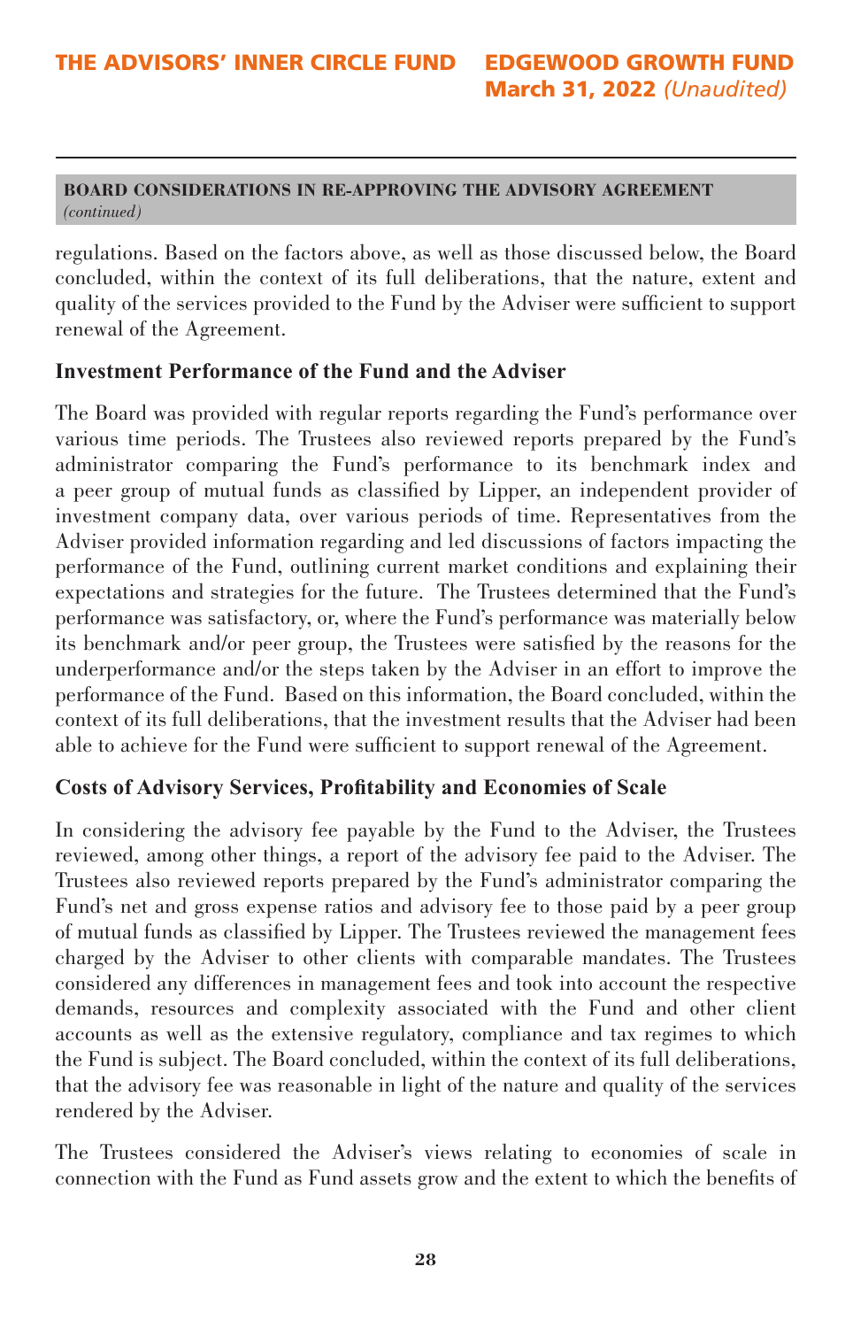**BOARD CONSIDERATIONS IN RE-APPROVING THE ADVISORY AGREEMENT** *(continued)*

regulations. Based on the factors above, as well as those discussed below, the Board concluded, within the context of its full deliberations, that the nature, extent and quality of the services provided to the Fund by the Adviser were sufficient to support renewal of the Agreement.

### Investment Performance of the Fund and the Adviser

The Board was provided with regular reports regarding the Fund's performance over various time periods. The Trustees also reviewed reports prepared by the Fund's administrator comparing the Fund's performance to its benchmark index and a peer group of mutual funds as classified by Lipper, an independent provider of investment company data, over various periods of time. Representatives from the Adviser provided information regarding and led discussions of factors impacting the performance of the Fund, outlining current market conditions and explaining their expectations and strategies for the future. The Trustees determined that the Fund's performance was satisfactory, or, where the Fund's performance was materially below its benchmark and/or peer group, the Trustees were satisfied by the reasons for the underperformance and/or the steps taken by the Adviser in an effort to improve the performance of the Fund. Based on this information, the Board concluded, within the context of its full deliberations, that the investment results that the Adviser had been able to achieve for the Fund were sufficient to support renewal of the Agreement.

### Costs of Advisory Services, Profitability and Economies of Scale

In considering the advisory fee payable by the Fund to the Adviser, the Trustees reviewed, among other things, a report of the advisory fee paid to the Adviser. The Trustees also reviewed reports prepared by the Fund's administrator comparing the Fund's net and gross expense ratios and advisory fee to those paid by a peer group of mutual funds as classified by Lipper. The Trustees reviewed the management fees charged by the Adviser to other clients with comparable mandates. The Trustees considered any differences in management fees and took into account the respective demands, resources and complexity associated with the Fund and other client accounts as well as the extensive regulatory, compliance and tax regimes to which the Fund is subject. The Board concluded, within the context of its full deliberations, that the advisory fee was reasonable in light of the nature and quality of the services rendered by the Adviser.

The Trustees considered the Adviser's views relating to economies of scale in connection with the Fund as Fund assets grow and the extent to which the benefits of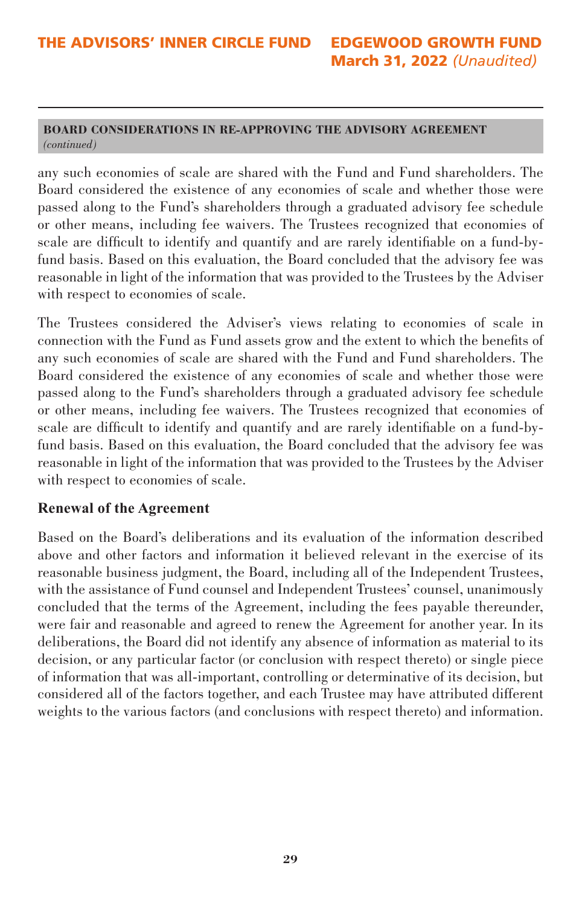**BOARD CONSIDERATIONS IN RE-APPROVING THE ADVISORY AGREEMENT** *(continued)*

any such economies of scale are shared with the Fund and Fund shareholders. The Board considered the existence of any economies of scale and whether those were passed along to the Fund's shareholders through a graduated advisory fee schedule or other means, including fee waivers. The Trustees recognized that economies of scale are difficult to identify and quantify and are rarely identifiable on a fund-by-fund basis. Based on this evaluation, the Board concluded that the advisory fee was reasonable in light of the information that was provided to the Trustees by the Adviser with respect to economies of scale.

The Trustees considered the Adviser's views relating to economies of scale in connection with the Fund as Fund assets grow and the extent to which the benefits of any such economies of scale are shared with the Fund and Fund shareholders. The Board considered the existence of any economies of scale and whether those were passed along to the Fund's shareholders through a graduated advisory fee schedule or other means, including fee waivers. The Trustees recognized that economies of scale are difficult to identify and quantify and are rarely identifiable on a fund-by-fund basis. Based on this evaluation, the Board concluded that the advisory fee was reasonable in light of the information that was provided to the Trustees by the Adviser with respect to economies of scale.

### Renewal of the Agreement

Based on the Board's deliberations and its evaluation of the information described above and other factors and information it believed relevant in the exercise of its reasonable business judgment, the Board, including all of the Independent Trustees, with the assistance of Fund counsel and Independent Trustees' counsel, unanimously concluded that the terms of the Agreement, including the fees payable thereunder, were fair and reasonable and agreed to renew the Agreement for another year. In its deliberations, the Board did not identify any absence of information as material to its decision, or any particular factor (or conclusion with respect thereto) or single piece of information that was all-important, controlling or determinative of its decision, but considered all of the factors together, and each Trustee may have attributed different weights to the various factors (and conclusions with respect thereto) and information.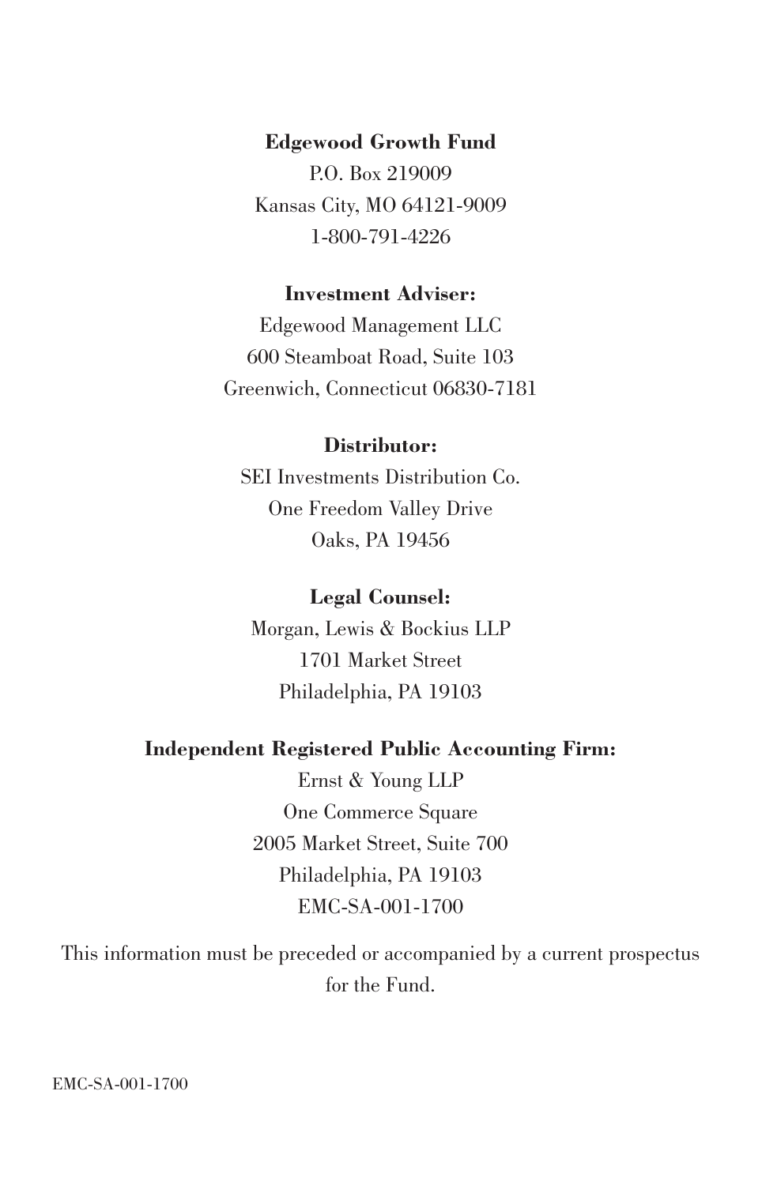**Edgewood Growth Fund**
P.O. Box 219009
Kansas City, MO 64121-9009
1-800-791-4226

**Investment Adviser:**
Edgewood Management LLC
600 Steamboat Road, Suite 103
Greenwich, Connecticut 06830-7181

**Distributor:**
SEI Investments Distribution Co.
One Freedom Valley Drive
Oaks, PA 19456

**Legal Counsel:**
Morgan, Lewis & Bockius LLP
1701 Market Street
Philadelphia, PA 19103

**Independent Registered Public Accounting Firm:**
Ernst & Young LLP
One Commerce Square
2005 Market Street, Suite 700
Philadelphia, PA 19103
EMC-SA-001-1700

This information must be preceded or accompanied by a current prospectus for the Fund.

EMC-SA-001-1700